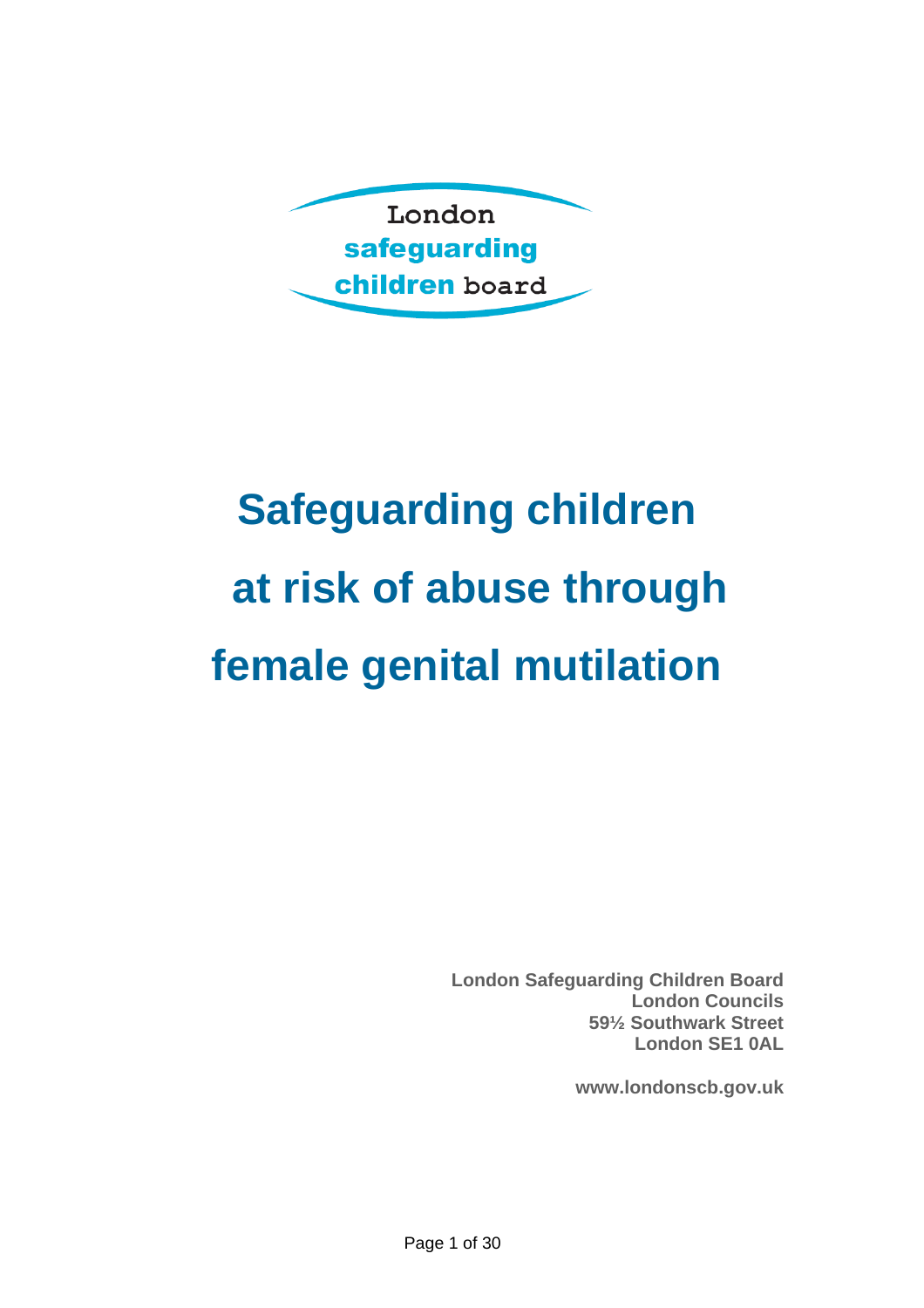London
safeguarding
children board

# Safeguarding children at risk of abuse through female genital mutilation

**London Safeguarding Children Board**
**London Councils**
**59½ Southwark Street**
**London SE1 0AL**

**www.londonscb.gov.uk**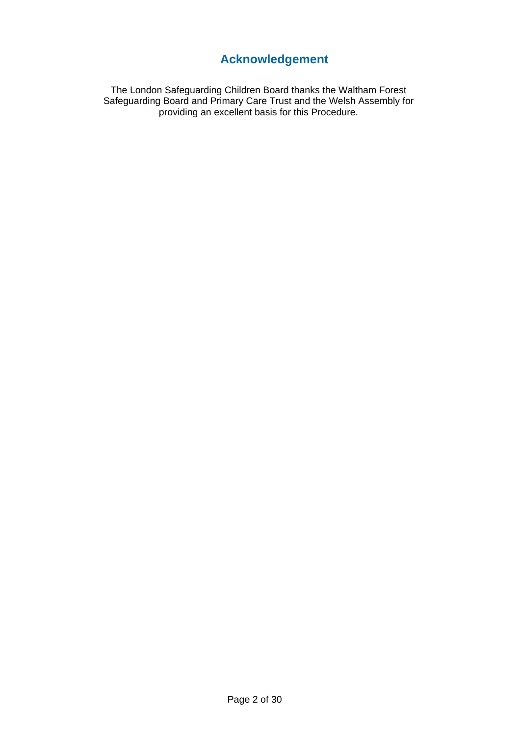# Acknowledgement

The London Safeguarding Children Board thanks the Waltham Forest Safeguarding Board and Primary Care Trust and the Welsh Assembly for providing an excellent basis for this Procedure.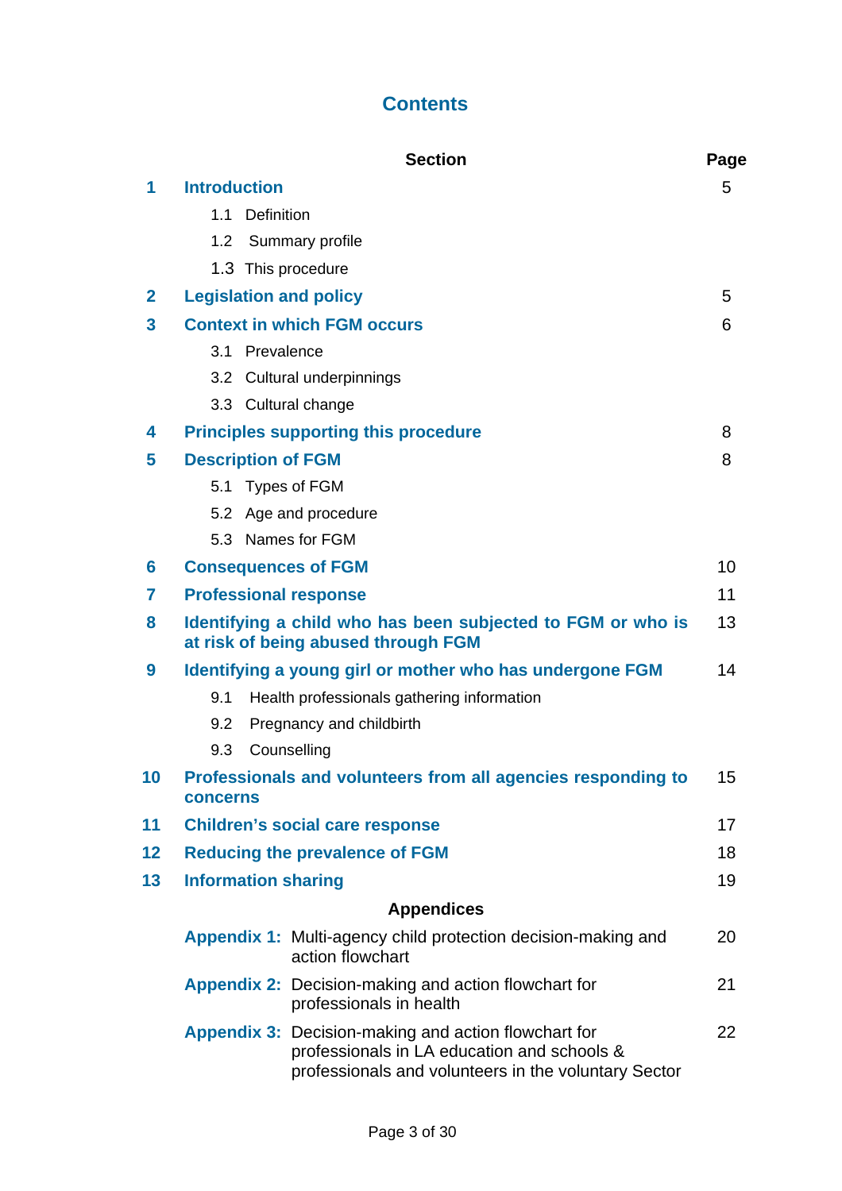# Contents

| | Section | Page |
|---|---|---|
| **1** | **Introduction** | 5 |
| | 1.1 Definition | |
| | 1.2 Summary profile | |
| | 1.3 This procedure | |
| **2** | **Legislation and policy** | 5 |
| **3** | **Context in which FGM occurs** | 6 |
| | 3.1 Prevalence | |
| | 3.2 Cultural underpinnings | |
| | 3.3 Cultural change | |
| **4** | **Principles supporting this procedure** | 8 |
| **5** | **Description of FGM** | 8 |
| | 5.1 Types of FGM | |
| | 5.2 Age and procedure | |
| | 5.3 Names for FGM | |
| **6** | **Consequences of FGM** | 10 |
| **7** | **Professional response** | 11 |
| **8** | **Identifying a child who has been subjected to FGM or who is at risk of being abused through FGM** | 13 |
| **9** | **Identifying a young girl or mother who has undergone FGM** | 14 |
| | 9.1 Health professionals gathering information | |
| | 9.2 Pregnancy and childbirth | |
| | 9.3 Counselling | |
| **10** | **Professionals and volunteers from all agencies responding to concerns** | 15 |
| **11** | **Children's social care response** | 17 |
| **12** | **Reducing the prevalence of FGM** | 18 |
| **13** | **Information sharing** | 19 |
| | **Appendices** | |
| | **Appendix 1:** Multi-agency child protection decision-making and action flowchart | 20 |
| | **Appendix 2:** Decision-making and action flowchart for professionals in health | 21 |
| | **Appendix 3:** Decision-making and action flowchart for professionals in LA education and schools & professionals and volunteers in the voluntary Sector | 22 |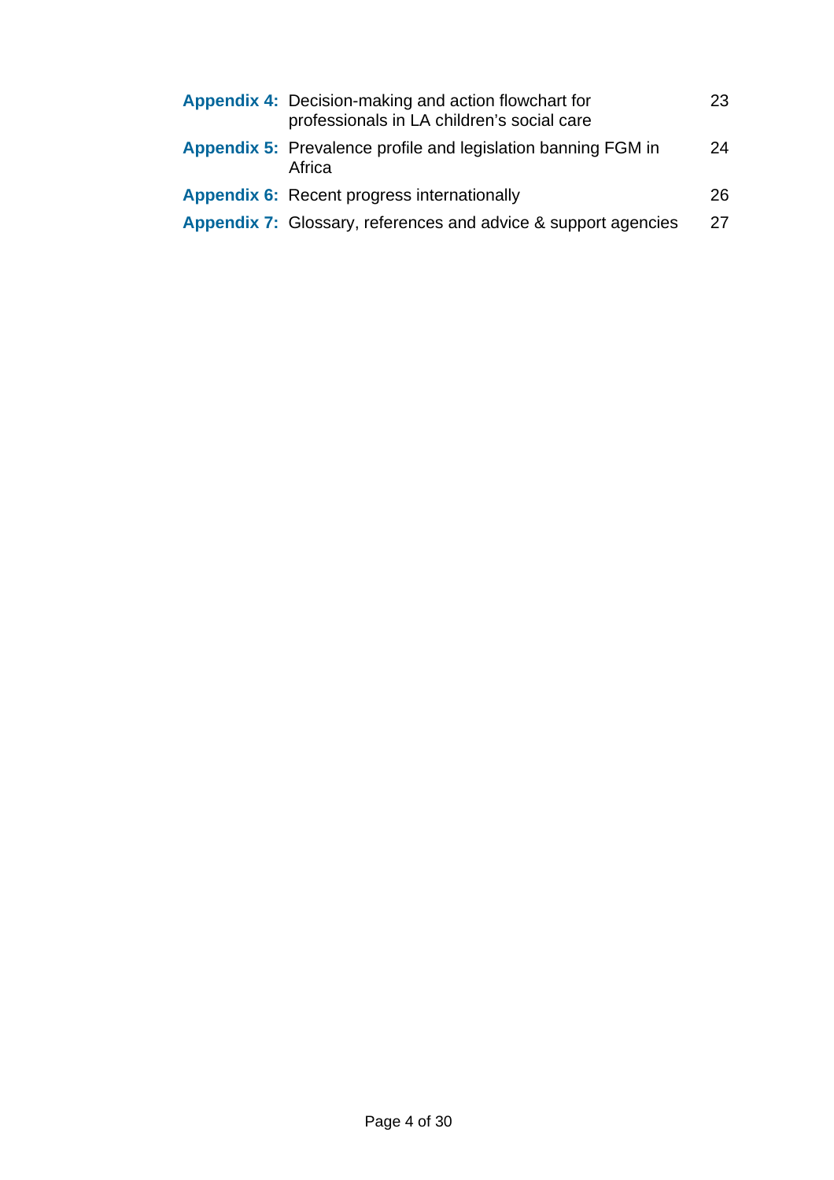| | | |
|---|---|---|
| **Appendix 4:** | Decision-making and action flowchart for professionals in LA children's social care | 23 |
| **Appendix 5:** | Prevalence profile and legislation banning FGM in Africa | 24 |
| **Appendix 6:** | Recent progress internationally | 26 |
| **Appendix 7:** | Glossary, references and advice & support agencies | 27 |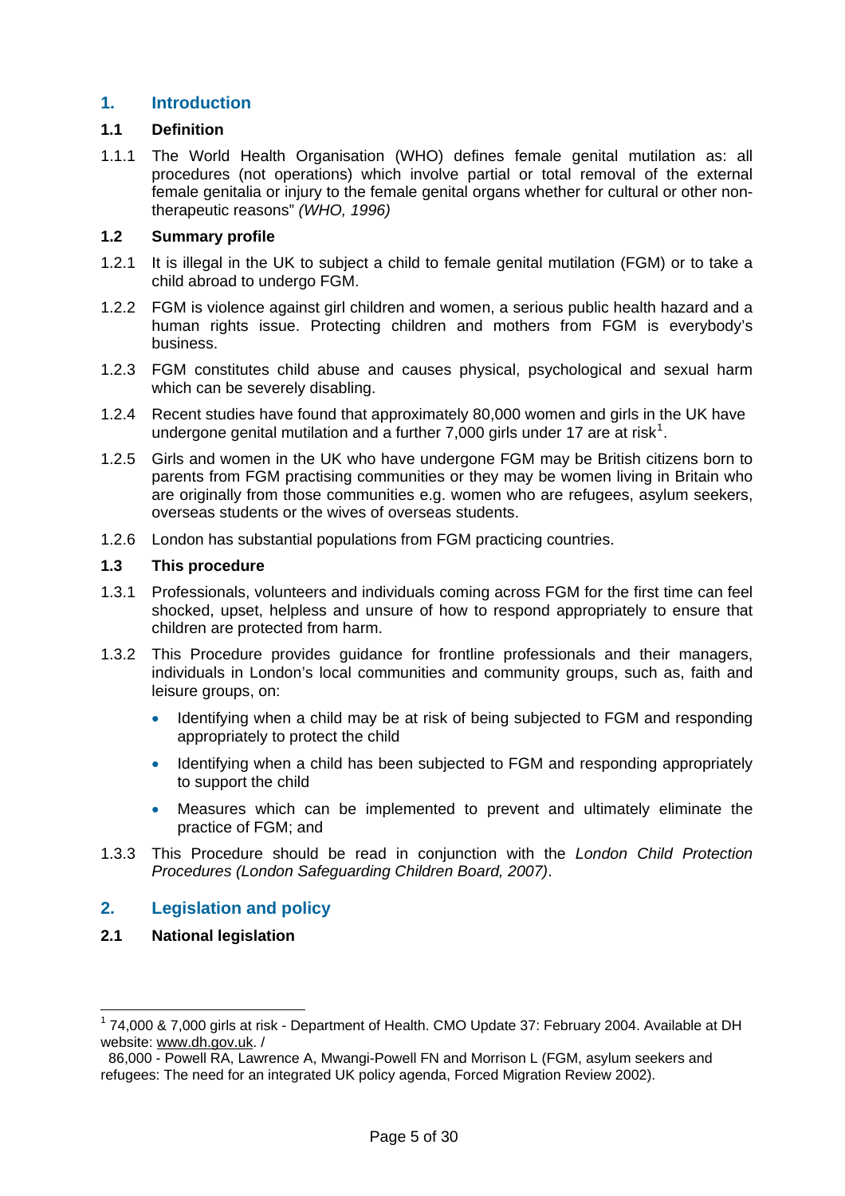## 1. Introduction

### 1.1 Definition

1.1.1 The World Health Organisation (WHO) defines female genital mutilation as: all procedures (not operations) which involve partial or total removal of the external female genitalia or injury to the female genital organs whether for cultural or other non-therapeutic reasons" *(WHO, 1996)*

### 1.2 Summary profile

1.2.1 It is illegal in the UK to subject a child to female genital mutilation (FGM) or to take a child abroad to undergo FGM.

1.2.2 FGM is violence against girl children and women, a serious public health hazard and a human rights issue. Protecting children and mothers from FGM is everybody's business.

1.2.3 FGM constitutes child abuse and causes physical, psychological and sexual harm which can be severely disabling.

1.2.4 Recent studies have found that approximately 80,000 women and girls in the UK have undergone genital mutilation and a further 7,000 girls under 17 are at risk[1].

1.2.5 Girls and women in the UK who have undergone FGM may be British citizens born to parents from FGM practising communities or they may be women living in Britain who are originally from those communities e.g. women who are refugees, asylum seekers, overseas students or the wives of overseas students.

1.2.6 London has substantial populations from FGM practicing countries.

### 1.3 This procedure

1.3.1 Professionals, volunteers and individuals coming across FGM for the first time can feel shocked, upset, helpless and unsure of how to respond appropriately to ensure that children are protected from harm.

1.3.2 This Procedure provides guidance for frontline professionals and their managers, individuals in London's local communities and community groups, such as, faith and leisure groups, on:

- Identifying when a child may be at risk of being subjected to FGM and responding appropriately to protect the child
- Identifying when a child has been subjected to FGM and responding appropriately to support the child
- Measures which can be implemented to prevent and ultimately eliminate the practice of FGM; and

1.3.3 This Procedure should be read in conjunction with the *London Child Protection Procedures (London Safeguarding Children Board, 2007)*.

## 2. Legislation and policy

### 2.1 National legislation

---

[1] 74,000 & 7,000 girls at risk - Department of Health. CMO Update 37: February 2004. Available at DH website: www.dh.gov.uk. /
86,000 - Powell RA, Lawrence A, Mwangi-Powell FN and Morrison L (FGM, asylum seekers and refugees: The need for an integrated UK policy agenda, Forced Migration Review 2002).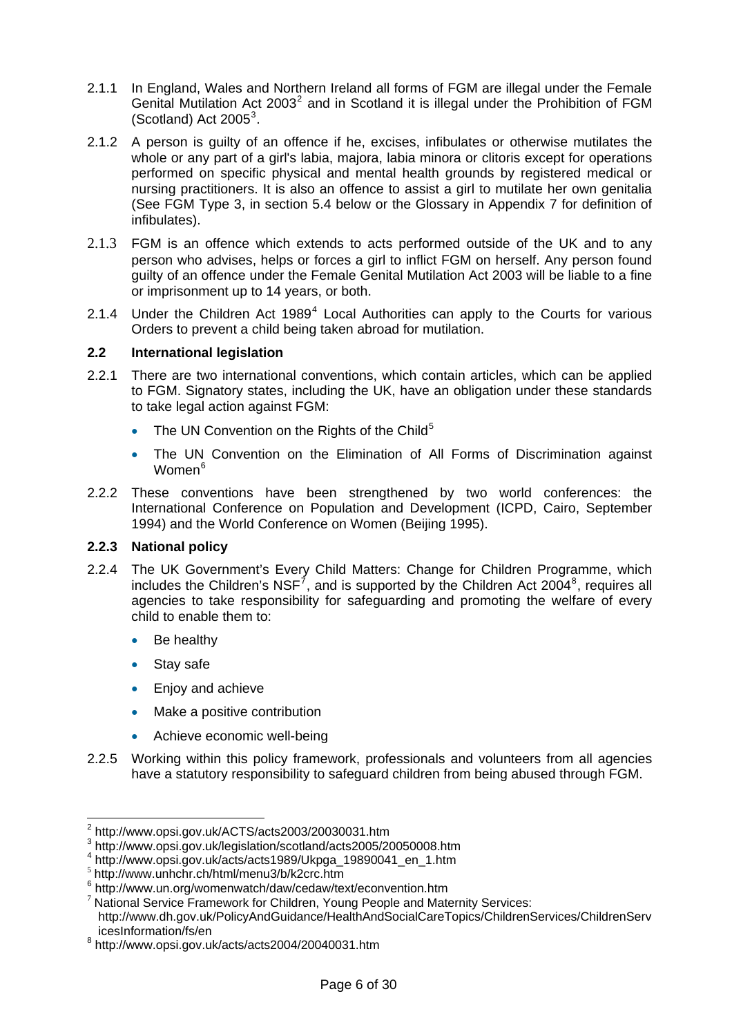2.1.1 In England, Wales and Northern Ireland all forms of FGM are illegal under the Female Genital Mutilation Act 2003[2] and in Scotland it is illegal under the Prohibition of FGM (Scotland) Act 2005[3].

2.1.2 A person is guilty of an offence if he, excises, infibulates or otherwise mutilates the whole or any part of a girl's labia, majora, labia minora or clitoris except for operations performed on specific physical and mental health grounds by registered medical or nursing practitioners. It is also an offence to assist a girl to mutilate her own genitalia (See FGM Type 3, in section 5.4 below or the Glossary in Appendix 7 for definition of infibulates).

2.1.3 FGM is an offence which extends to acts performed outside of the UK and to any person who advises, helps or forces a girl to inflict FGM on herself. Any person found guilty of an offence under the Female Genital Mutilation Act 2003 will be liable to a fine or imprisonment up to 14 years, or both.

2.1.4 Under the Children Act 1989[4] Local Authorities can apply to the Courts for various Orders to prevent a child being taken abroad for mutilation.

## 2.2 International legislation

2.2.1 There are two international conventions, which contain articles, which can be applied to FGM. Signatory states, including the UK, have an obligation under these standards to take legal action against FGM:

- The UN Convention on the Rights of the Child[5]
- The UN Convention on the Elimination of All Forms of Discrimination against Women[6]

2.2.2 These conventions have been strengthened by two world conferences: the International Conference on Population and Development (ICPD, Cairo, September 1994) and the World Conference on Women (Beijing 1995).

### 2.2.3 National policy

2.2.4 The UK Government's Every Child Matters: Change for Children Programme, which includes the Children's NSF[7], and is supported by the Children Act 2004[8], requires all agencies to take responsibility for safeguarding and promoting the welfare of every child to enable them to:

- Be healthy
- Stay safe
- Enjoy and achieve
- Make a positive contribution
- Achieve economic well-being

2.2.5 Working within this policy framework, professionals and volunteers from all agencies have a statutory responsibility to safeguard children from being abused through FGM.

---

[2] http://www.opsi.gov.uk/ACTS/acts2003/20030031.htm

[3] http://www.opsi.gov.uk/legislation/scotland/acts2005/20050008.htm

[4] http://www.opsi.gov.uk/acts/acts1989/Ukpga_19890041_en_1.htm

[5] http://www.unhchr.ch/html/menu3/b/k2crc.htm

[6] http://www.un.org/womenwatch/daw/cedaw/text/econvention.htm

[7] National Service Framework for Children, Young People and Maternity Services: http://www.dh.gov.uk/PolicyAndGuidance/HealthAndSocialCareTopics/ChildrenServices/ChildrenServicesInformation/fs/en

[8] http://www.opsi.gov.uk/acts/acts2004/20040031.htm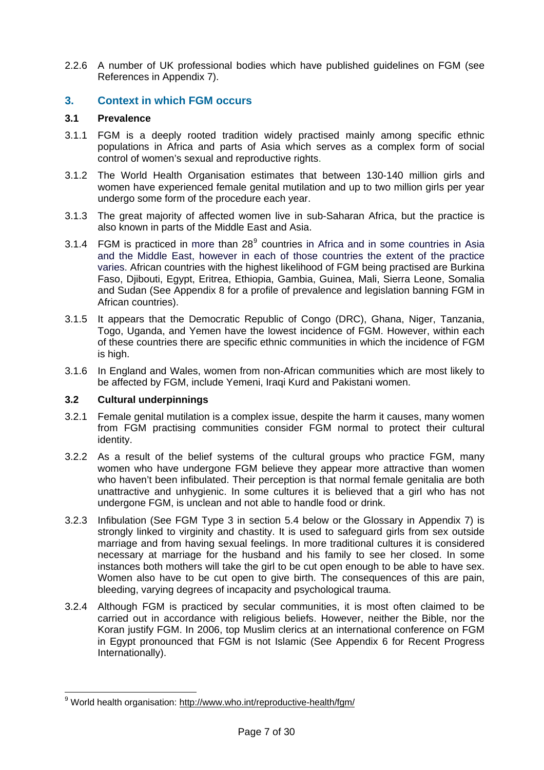2.2.6 A number of UK professional bodies which have published guidelines on FGM (see References in Appendix 7).

## 3. Context in which FGM occurs

### 3.1 Prevalence

3.1.1 FGM is a deeply rooted tradition widely practised mainly among specific ethnic populations in Africa and parts of Asia which serves as a complex form of social control of women's sexual and reproductive rights.

3.1.2 The World Health Organisation estimates that between 130-140 million girls and women have experienced female genital mutilation and up to two million girls per year undergo some form of the procedure each year.

3.1.3 The great majority of affected women live in sub-Saharan Africa, but the practice is also known in parts of the Middle East and Asia.

3.1.4 FGM is practiced in more than 28[9] countries in Africa and in some countries in Asia and the Middle East, however in each of those countries the extent of the practice varies. African countries with the highest likelihood of FGM being practised are Burkina Faso, Djibouti, Egypt, Eritrea, Ethiopia, Gambia, Guinea, Mali, Sierra Leone, Somalia and Sudan (See Appendix 8 for a profile of prevalence and legislation banning FGM in African countries).

3.1.5 It appears that the Democratic Republic of Congo (DRC), Ghana, Niger, Tanzania, Togo, Uganda, and Yemen have the lowest incidence of FGM. However, within each of these countries there are specific ethnic communities in which the incidence of FGM is high.

3.1.6 In England and Wales, women from non-African communities which are most likely to be affected by FGM, include Yemeni, Iraqi Kurd and Pakistani women.

### 3.2 Cultural underpinnings

3.2.1 Female genital mutilation is a complex issue, despite the harm it causes, many women from FGM practising communities consider FGM normal to protect their cultural identity.

3.2.2 As a result of the belief systems of the cultural groups who practice FGM, many women who have undergone FGM believe they appear more attractive than women who haven't been infibulated. Their perception is that normal female genitalia are both unattractive and unhygienic. In some cultures it is believed that a girl who has not undergone FGM, is unclean and not able to handle food or drink.

3.2.3 Infibulation (See FGM Type 3 in section 5.4 below or the Glossary in Appendix 7) is strongly linked to virginity and chastity. It is used to safeguard girls from sex outside marriage and from having sexual feelings. In more traditional cultures it is considered necessary at marriage for the husband and his family to see her closed. In some instances both mothers will take the girl to be cut open enough to be able to have sex. Women also have to be cut open to give birth. The consequences of this are pain, bleeding, varying degrees of incapacity and psychological trauma.

3.2.4 Although FGM is practiced by secular communities, it is most often claimed to be carried out in accordance with religious beliefs. However, neither the Bible, nor the Koran justify FGM. In 2006, top Muslim clerics at an international conference on FGM in Egypt pronounced that FGM is not Islamic (See Appendix 6 for Recent Progress Internationally).

---

[9] World health organisation: http://www.who.int/reproductive-health/fgm/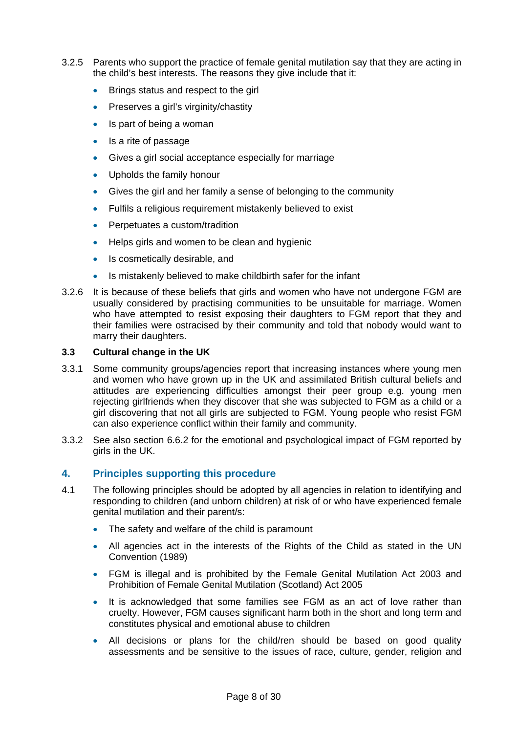3.2.5 Parents who support the practice of female genital mutilation say that they are acting in the child's best interests. The reasons they give include that it:

- Brings status and respect to the girl
- Preserves a girl's virginity/chastity
- Is part of being a woman
- Is a rite of passage
- Gives a girl social acceptance especially for marriage
- Upholds the family honour
- Gives the girl and her family a sense of belonging to the community
- Fulfils a religious requirement mistakenly believed to exist
- Perpetuates a custom/tradition
- Helps girls and women to be clean and hygienic
- Is cosmetically desirable, and
- Is mistakenly believed to make childbirth safer for the infant

3.2.6 It is because of these beliefs that girls and women who have not undergone FGM are usually considered by practising communities to be unsuitable for marriage. Women who have attempted to resist exposing their daughters to FGM report that they and their families were ostracised by their community and told that nobody would want to marry their daughters.

### 3.3 Cultural change in the UK

3.3.1 Some community groups/agencies report that increasing instances where young men and women who have grown up in the UK and assimilated British cultural beliefs and attitudes are experiencing difficulties amongst their peer group e.g. young men rejecting girlfriends when they discover that she was subjected to FGM as a child or a girl discovering that not all girls are subjected to FGM. Young people who resist FGM can also experience conflict within their family and community.

3.3.2 See also section 6.6.2 for the emotional and psychological impact of FGM reported by girls in the UK.

## 4. Principles supporting this procedure

4.1 The following principles should be adopted by all agencies in relation to identifying and responding to children (and unborn children) at risk of or who have experienced female genital mutilation and their parent/s:

- The safety and welfare of the child is paramount
- All agencies act in the interests of the Rights of the Child as stated in the UN Convention (1989)
- FGM is illegal and is prohibited by the Female Genital Mutilation Act 2003 and Prohibition of Female Genital Mutilation (Scotland) Act 2005
- It is acknowledged that some families see FGM as an act of love rather than cruelty. However, FGM causes significant harm both in the short and long term and constitutes physical and emotional abuse to children
- All decisions or plans for the child/ren should be based on good quality assessments and be sensitive to the issues of race, culture, gender, religion and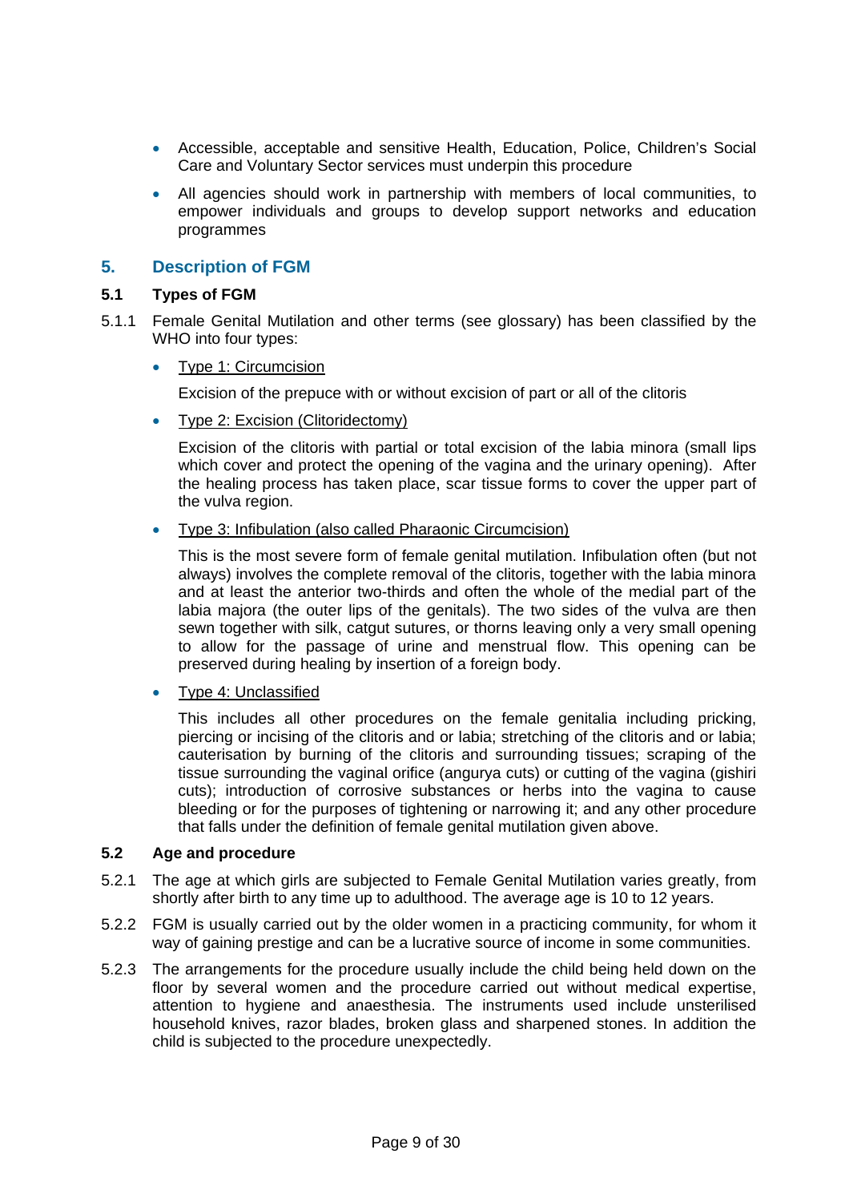- Accessible, acceptable and sensitive Health, Education, Police, Children's Social Care and Voluntary Sector services must underpin this procedure
- All agencies should work in partnership with members of local communities, to empower individuals and groups to develop support networks and education programmes

## 5. Description of FGM

### 5.1 Types of FGM

5.1.1 Female Genital Mutilation and other terms (see glossary) has been classified by the WHO into four types:

- Type 1: Circumcision

  Excision of the prepuce with or without excision of part or all of the clitoris

- Type 2: Excision (Clitoridectomy)

  Excision of the clitoris with partial or total excision of the labia minora (small lips which cover and protect the opening of the vagina and the urinary opening). After the healing process has taken place, scar tissue forms to cover the upper part of the vulva region.

- Type 3: Infibulation (also called Pharaonic Circumcision)

  This is the most severe form of female genital mutilation. Infibulation often (but not always) involves the complete removal of the clitoris, together with the labia minora and at least the anterior two-thirds and often the whole of the medial part of the labia majora (the outer lips of the genitals). The two sides of the vulva are then sewn together with silk, catgut sutures, or thorns leaving only a very small opening to allow for the passage of urine and menstrual flow. This opening can be preserved during healing by insertion of a foreign body.

- Type 4: Unclassified

  This includes all other procedures on the female genitalia including pricking, piercing or incising of the clitoris and or labia; stretching of the clitoris and or labia; cauterisation by burning of the clitoris and surrounding tissues; scraping of the tissue surrounding the vaginal orifice (angurya cuts) or cutting of the vagina (gishiri cuts); introduction of corrosive substances or herbs into the vagina to cause bleeding or for the purposes of tightening or narrowing it; and any other procedure that falls under the definition of female genital mutilation given above.

### 5.2 Age and procedure

5.2.1 The age at which girls are subjected to Female Genital Mutilation varies greatly, from shortly after birth to any time up to adulthood. The average age is 10 to 12 years.

5.2.2 FGM is usually carried out by the older women in a practicing community, for whom it way of gaining prestige and can be a lucrative source of income in some communities.

5.2.3 The arrangements for the procedure usually include the child being held down on the floor by several women and the procedure carried out without medical expertise, attention to hygiene and anaesthesia. The instruments used include unsterilised household knives, razor blades, broken glass and sharpened stones. In addition the child is subjected to the procedure unexpectedly.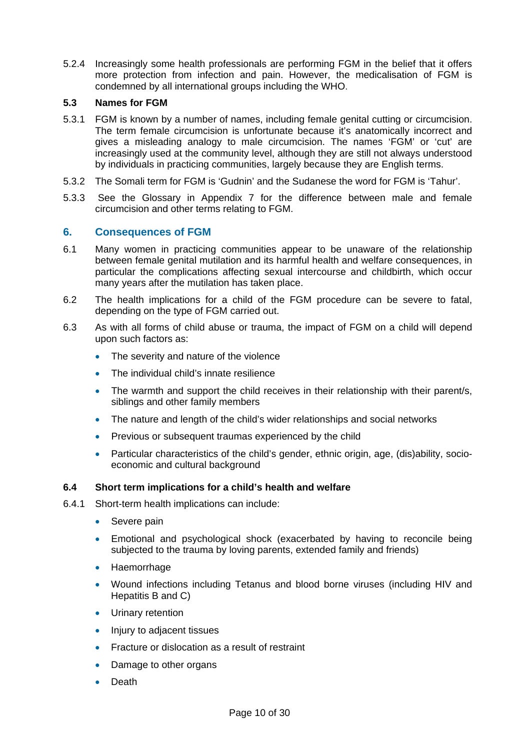5.2.4 Increasingly some health professionals are performing FGM in the belief that it offers more protection from infection and pain. However, the medicalisation of FGM is condemned by all international groups including the WHO.

### 5.3 Names for FGM

5.3.1 FGM is known by a number of names, including female genital cutting or circumcision. The term female circumcision is unfortunate because it's anatomically incorrect and gives a misleading analogy to male circumcision. The names 'FGM' or 'cut' are increasingly used at the community level, although they are still not always understood by individuals in practicing communities, largely because they are English terms.

5.3.2 The Somali term for FGM is 'Gudnin' and the Sudanese the word for FGM is 'Tahur'.

5.3.3 See the Glossary in Appendix 7 for the difference between male and female circumcision and other terms relating to FGM.

## 6. Consequences of FGM

6.1 Many women in practicing communities appear to be unaware of the relationship between female genital mutilation and its harmful health and welfare consequences, in particular the complications affecting sexual intercourse and childbirth, which occur many years after the mutilation has taken place.

6.2 The health implications for a child of the FGM procedure can be severe to fatal, depending on the type of FGM carried out.

6.3 As with all forms of child abuse or trauma, the impact of FGM on a child will depend upon such factors as:

- The severity and nature of the violence
- The individual child's innate resilience
- The warmth and support the child receives in their relationship with their parent/s, siblings and other family members
- The nature and length of the child's wider relationships and social networks
- Previous or subsequent traumas experienced by the child
- Particular characteristics of the child's gender, ethnic origin, age, (dis)ability, socio-economic and cultural background

### 6.4 Short term implications for a child's health and welfare

6.4.1 Short-term health implications can include:

- Severe pain
- Emotional and psychological shock (exacerbated by having to reconcile being subjected to the trauma by loving parents, extended family and friends)
- Haemorrhage
- Wound infections including Tetanus and blood borne viruses (including HIV and Hepatitis B and C)
- Urinary retention
- Injury to adjacent tissues
- Fracture or dislocation as a result of restraint
- Damage to other organs
- Death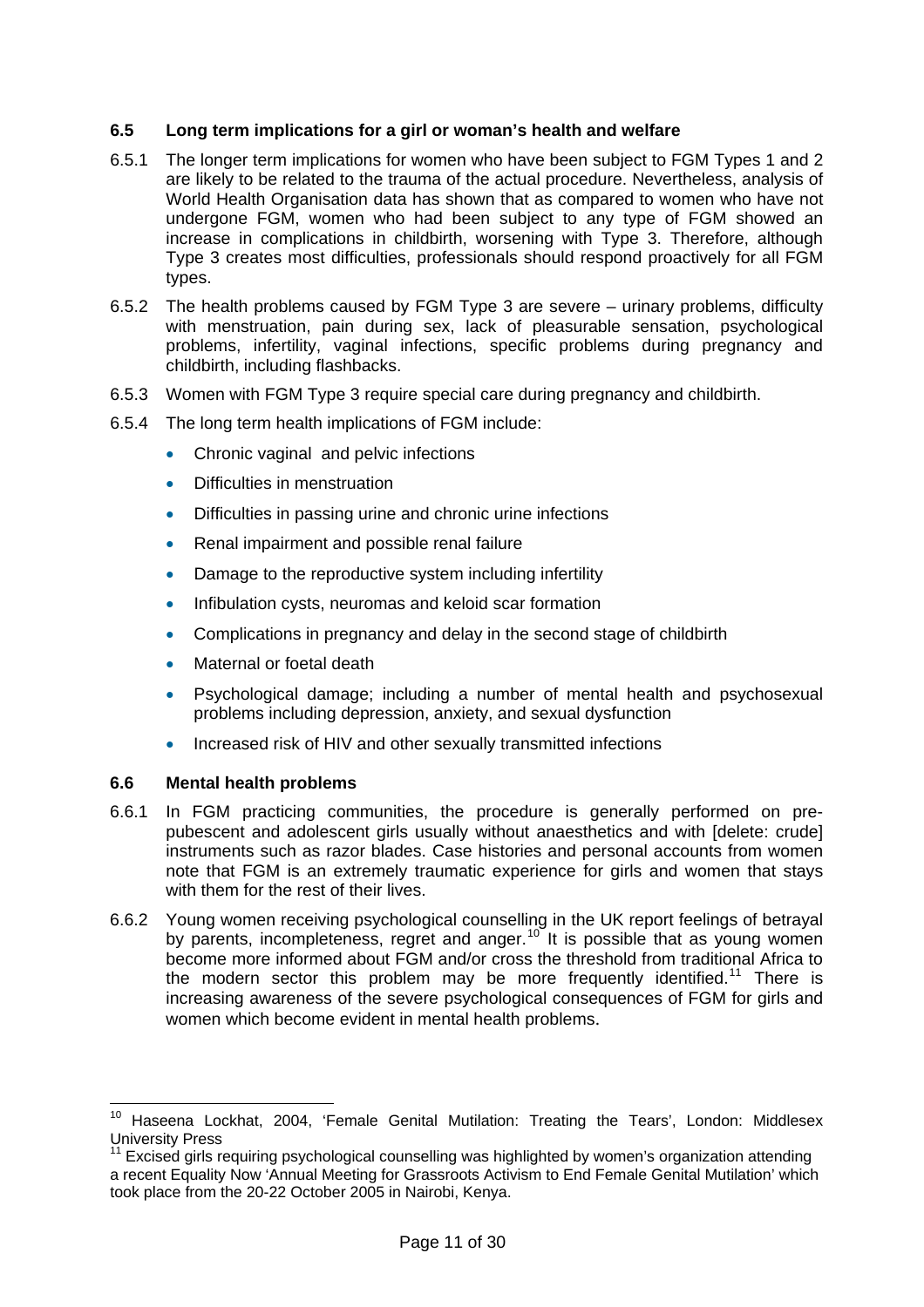### 6.5 Long term implications for a girl or woman's health and welfare

6.5.1 The longer term implications for women who have been subject to FGM Types 1 and 2 are likely to be related to the trauma of the actual procedure. Nevertheless, analysis of World Health Organisation data has shown that as compared to women who have not undergone FGM, women who had been subject to any type of FGM showed an increase in complications in childbirth, worsening with Type 3. Therefore, although Type 3 creates most difficulties, professionals should respond proactively for all FGM types.

6.5.2 The health problems caused by FGM Type 3 are severe – urinary problems, difficulty with menstruation, pain during sex, lack of pleasurable sensation, psychological problems, infertility, vaginal infections, specific problems during pregnancy and childbirth, including flashbacks.

6.5.3 Women with FGM Type 3 require special care during pregnancy and childbirth.

6.5.4 The long term health implications of FGM include:

- Chronic vaginal and pelvic infections
- Difficulties in menstruation
- Difficulties in passing urine and chronic urine infections
- Renal impairment and possible renal failure
- Damage to the reproductive system including infertility
- Infibulation cysts, neuromas and keloid scar formation
- Complications in pregnancy and delay in the second stage of childbirth
- Maternal or foetal death
- Psychological damage; including a number of mental health and psychosexual problems including depression, anxiety, and sexual dysfunction
- Increased risk of HIV and other sexually transmitted infections

### 6.6 Mental health problems

6.6.1 In FGM practicing communities, the procedure is generally performed on pre-pubescent and adolescent girls usually without anaesthetics and with [delete: crude] instruments such as razor blades. Case histories and personal accounts from women note that FGM is an extremely traumatic experience for girls and women that stays with them for the rest of their lives.

6.6.2 Young women receiving psychological counselling in the UK report feelings of betrayal by parents, incompleteness, regret and anger.[10] It is possible that as young women become more informed about FGM and/or cross the threshold from traditional Africa to the modern sector this problem may be more frequently identified.[11] There is increasing awareness of the severe psychological consequences of FGM for girls and women which become evident in mental health problems.

---

[10] Haseena Lockhat, 2004, 'Female Genital Mutilation: Treating the Tears', London: Middlesex University Press

[11] Excised girls requiring psychological counselling was highlighted by women's organization attending a recent Equality Now 'Annual Meeting for Grassroots Activism to End Female Genital Mutilation' which took place from the 20-22 October 2005 in Nairobi, Kenya.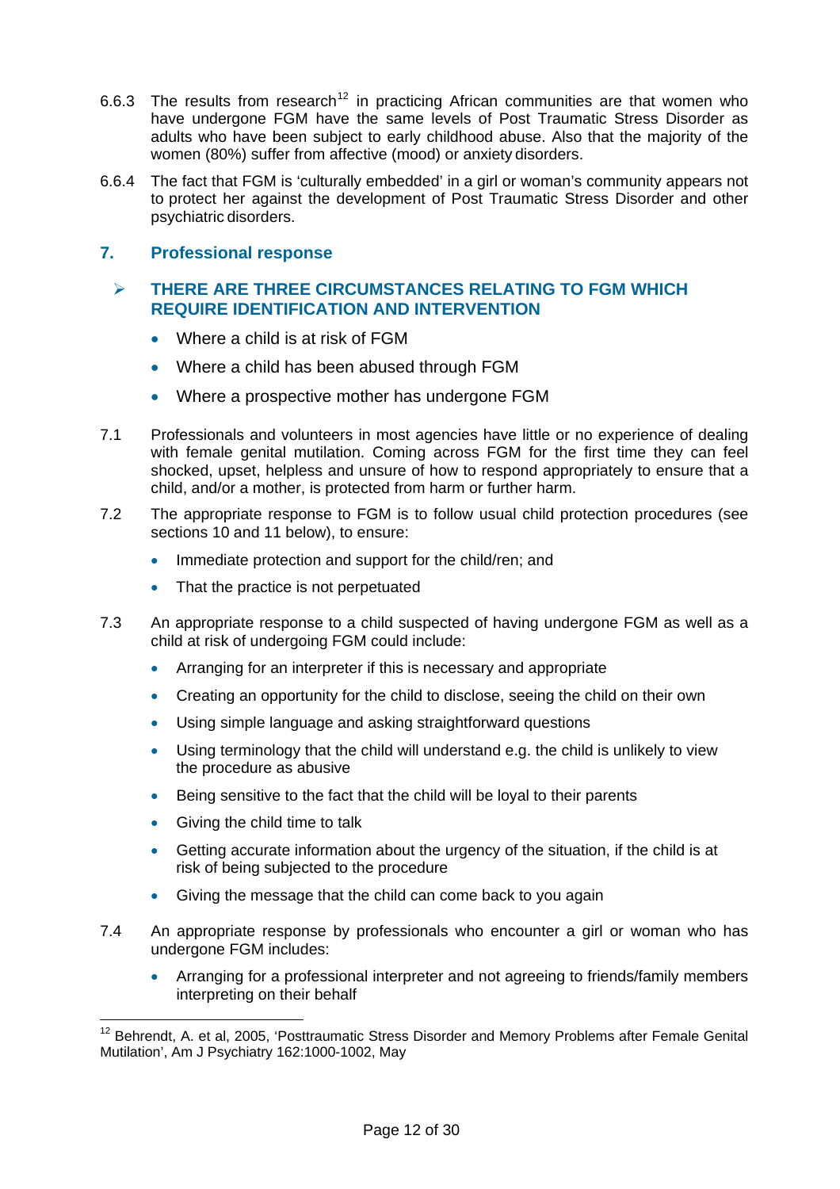6.6.3 The results from research[12] in practicing African communities are that women who have undergone FGM have the same levels of Post Traumatic Stress Disorder as adults who have been subject to early childhood abuse. Also that the majority of the women (80%) suffer from affective (mood) or anxiety disorders.

6.6.4 The fact that FGM is 'culturally embedded' in a girl or woman's community appears not to protect her against the development of Post Traumatic Stress Disorder and other psychiatric disorders.

## 7. Professional response

### THERE ARE THREE CIRCUMSTANCES RELATING TO FGM WHICH REQUIRE IDENTIFICATION AND INTERVENTION

- Where a child is at risk of FGM
- Where a child has been abused through FGM
- Where a prospective mother has undergone FGM

7.1 Professionals and volunteers in most agencies have little or no experience of dealing with female genital mutilation. Coming across FGM for the first time they can feel shocked, upset, helpless and unsure of how to respond appropriately to ensure that a child, and/or a mother, is protected from harm or further harm.

7.2 The appropriate response to FGM is to follow usual child protection procedures (see sections 10 and 11 below), to ensure:

- Immediate protection and support for the child/ren; and
- That the practice is not perpetuated

7.3 An appropriate response to a child suspected of having undergone FGM as well as a child at risk of undergoing FGM could include:

- Arranging for an interpreter if this is necessary and appropriate
- Creating an opportunity for the child to disclose, seeing the child on their own
- Using simple language and asking straightforward questions
- Using terminology that the child will understand e.g. the child is unlikely to view the procedure as abusive
- Being sensitive to the fact that the child will be loyal to their parents
- Giving the child time to talk
- Getting accurate information about the urgency of the situation, if the child is at risk of being subjected to the procedure
- Giving the message that the child can come back to you again

7.4 An appropriate response by professionals who encounter a girl or woman who has undergone FGM includes:

- Arranging for a professional interpreter and not agreeing to friends/family members interpreting on their behalf

---

[12] Behrendt, A. et al, 2005, 'Posttraumatic Stress Disorder and Memory Problems after Female Genital Mutilation', Am J Psychiatry 162:1000-1002, May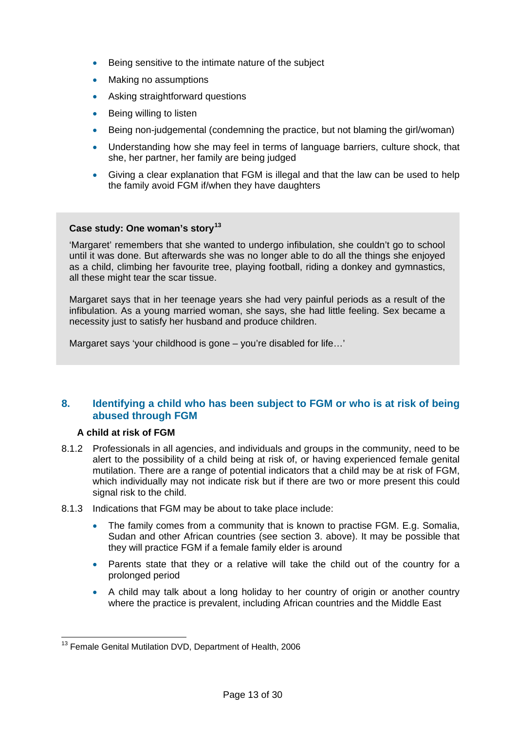- Being sensitive to the intimate nature of the subject
- Making no assumptions
- Asking straightforward questions
- Being willing to listen
- Being non-judgemental (condemning the practice, but not blaming the girl/woman)
- Understanding how she may feel in terms of language barriers, culture shock, that she, her partner, her family are being judged
- Giving a clear explanation that FGM is illegal and that the law can be used to help the family avoid FGM if/when they have daughters

**Case study: One woman's story[13]**

'Margaret' remembers that she wanted to undergo infibulation, she couldn't go to school until it was done. But afterwards she was no longer able to do all the things she enjoyed as a child, climbing her favourite tree, playing football, riding a donkey and gymnastics, all these might tear the scar tissue.

Margaret says that in her teenage years she had very painful periods as a result of the infibulation. As a young married woman, she says, she had little feeling. Sex became a necessity just to satisfy her husband and produce children.

Margaret says 'your childhood is gone – you're disabled for life…'

## 8. Identifying a child who has been subject to FGM or who is at risk of being abused through FGM

**A child at risk of FGM**

8.1.2 Professionals in all agencies, and individuals and groups in the community, need to be alert to the possibility of a child being at risk of, or having experienced female genital mutilation. There are a range of potential indicators that a child may be at risk of FGM, which individually may not indicate risk but if there are two or more present this could signal risk to the child.

8.1.3 Indications that FGM may be about to take place include:

- The family comes from a community that is known to practise FGM. E.g. Somalia, Sudan and other African countries (see section 3. above). It may be possible that they will practice FGM if a female family elder is around
- Parents state that they or a relative will take the child out of the country for a prolonged period
- A child may talk about a long holiday to her country of origin or another country where the practice is prevalent, including African countries and the Middle East

[13] Female Genital Mutilation DVD, Department of Health, 2006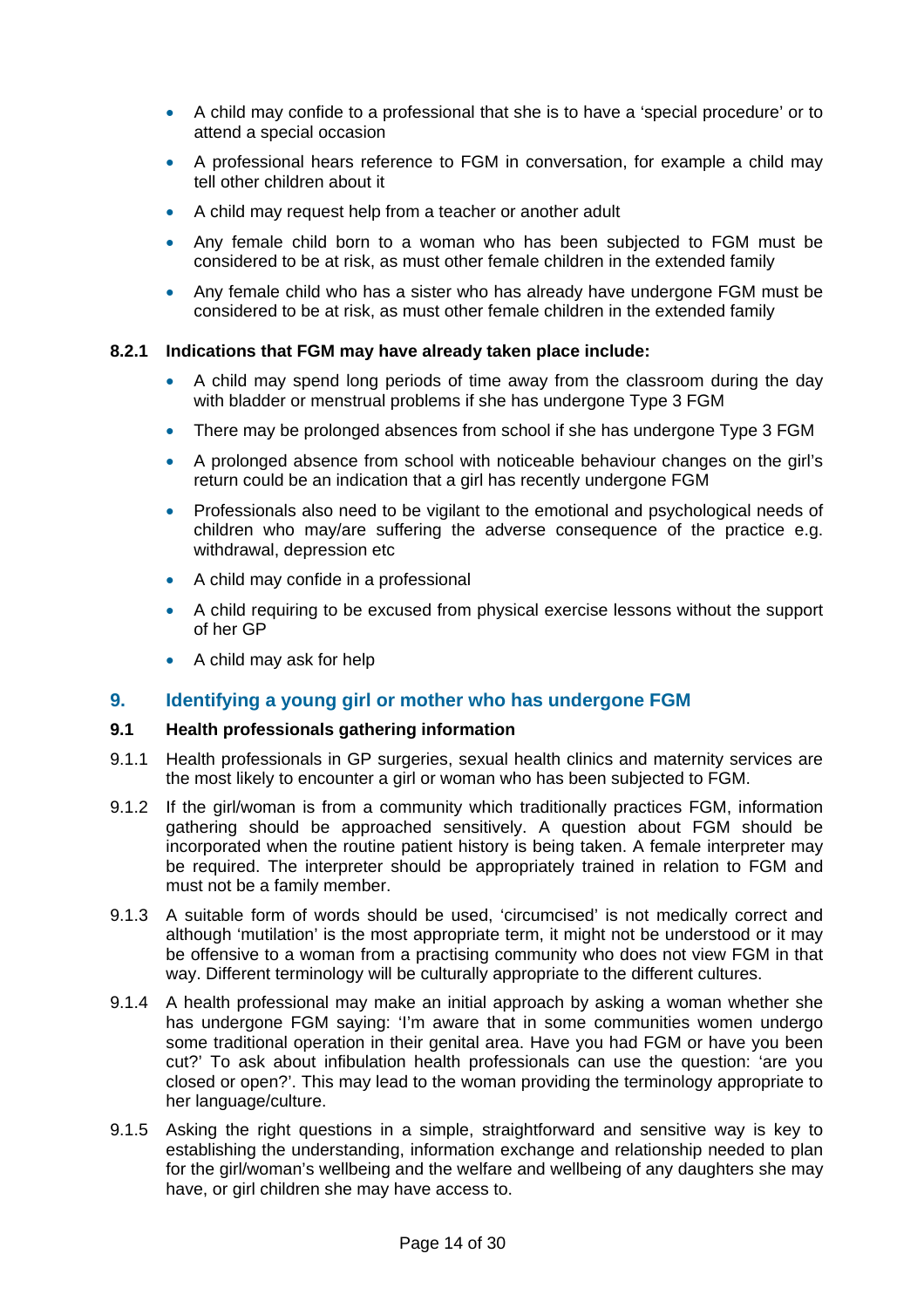- A child may confide to a professional that she is to have a 'special procedure' or to attend a special occasion
- A professional hears reference to FGM in conversation, for example a child may tell other children about it
- A child may request help from a teacher or another adult
- Any female child born to a woman who has been subjected to FGM must be considered to be at risk, as must other female children in the extended family
- Any female child who has a sister who has already have undergone FGM must be considered to be at risk, as must other female children in the extended family

**8.2.1 Indications that FGM may have already taken place include:**

- A child may spend long periods of time away from the classroom during the day with bladder or menstrual problems if she has undergone Type 3 FGM
- There may be prolonged absences from school if she has undergone Type 3 FGM
- A prolonged absence from school with noticeable behaviour changes on the girl's return could be an indication that a girl has recently undergone FGM
- Professionals also need to be vigilant to the emotional and psychological needs of children who may/are suffering the adverse consequence of the practice e.g. withdrawal, depression etc
- A child may confide in a professional
- A child requiring to be excused from physical exercise lessons without the support of her GP
- A child may ask for help

## 9. Identifying a young girl or mother who has undergone FGM

### 9.1 Health professionals gathering information

9.1.1 Health professionals in GP surgeries, sexual health clinics and maternity services are the most likely to encounter a girl or woman who has been subjected to FGM.

9.1.2 If the girl/woman is from a community which traditionally practices FGM, information gathering should be approached sensitively. A question about FGM should be incorporated when the routine patient history is being taken. A female interpreter may be required. The interpreter should be appropriately trained in relation to FGM and must not be a family member.

9.1.3 A suitable form of words should be used, 'circumcised' is not medically correct and although 'mutilation' is the most appropriate term, it might not be understood or it may be offensive to a woman from a practising community who does not view FGM in that way. Different terminology will be culturally appropriate to the different cultures.

9.1.4 A health professional may make an initial approach by asking a woman whether she has undergone FGM saying: 'I'm aware that in some communities women undergo some traditional operation in their genital area. Have you had FGM or have you been cut?' To ask about infibulation health professionals can use the question: 'are you closed or open?'. This may lead to the woman providing the terminology appropriate to her language/culture.

9.1.5 Asking the right questions in a simple, straightforward and sensitive way is key to establishing the understanding, information exchange and relationship needed to plan for the girl/woman's wellbeing and the welfare and wellbeing of any daughters she may have, or girl children she may have access to.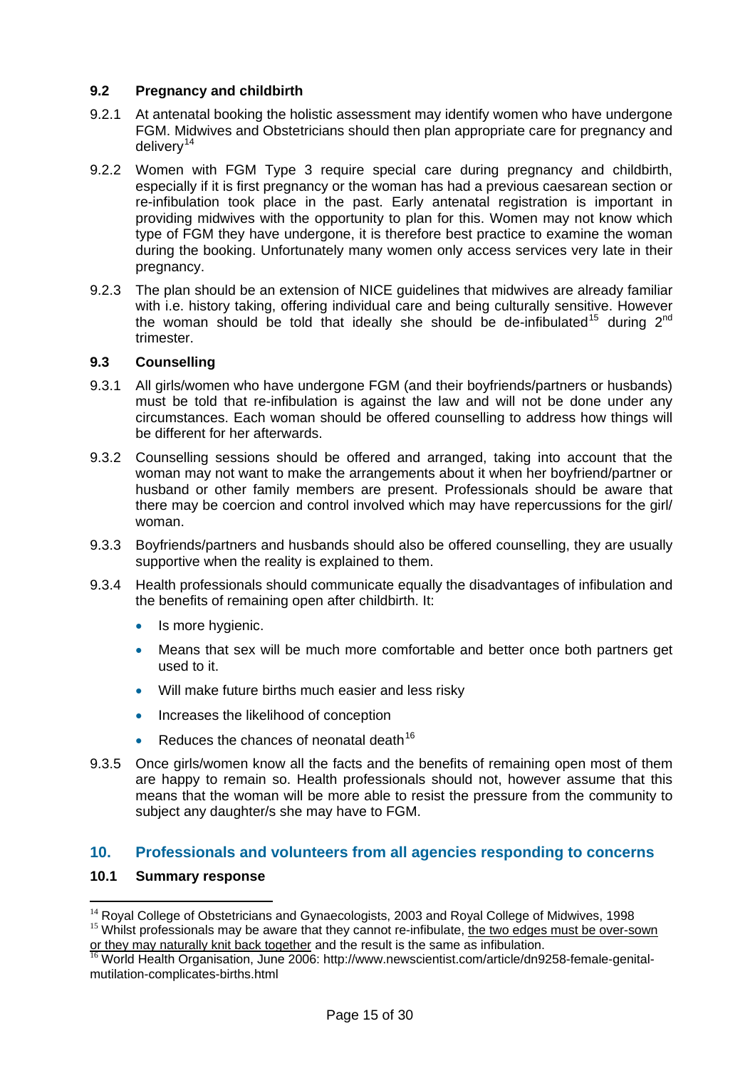### 9.2 Pregnancy and childbirth

9.2.1 At antenatal booking the holistic assessment may identify women who have undergone FGM. Midwives and Obstetricians should then plan appropriate care for pregnancy and delivery[14]

9.2.2 Women with FGM Type 3 require special care during pregnancy and childbirth, especially if it is first pregnancy or the woman has had a previous caesarean section or re-infibulation took place in the past. Early antenatal registration is important in providing midwives with the opportunity to plan for this. Women may not know which type of FGM they have undergone, it is therefore best practice to examine the woman during the booking. Unfortunately many women only access services very late in their pregnancy.

9.2.3 The plan should be an extension of NICE guidelines that midwives are already familiar with i.e. history taking, offering individual care and being culturally sensitive. However the woman should be told that ideally she should be de-infibulated[15] during 2nd trimester.

### 9.3 Counselling

9.3.1 All girls/women who have undergone FGM (and their boyfriends/partners or husbands) must be told that re-infibulation is against the law and will not be done under any circumstances. Each woman should be offered counselling to address how things will be different for her afterwards.

9.3.2 Counselling sessions should be offered and arranged, taking into account that the woman may not want to make the arrangements about it when her boyfriend/partner or husband or other family members are present. Professionals should be aware that there may be coercion and control involved which may have repercussions for the girl/ woman.

9.3.3 Boyfriends/partners and husbands should also be offered counselling, they are usually supportive when the reality is explained to them.

9.3.4 Health professionals should communicate equally the disadvantages of infibulation and the benefits of remaining open after childbirth. It:

- Is more hygienic.
- Means that sex will be much more comfortable and better once both partners get used to it.
- Will make future births much easier and less risky
- Increases the likelihood of conception
- Reduces the chances of neonatal death[16]

9.3.5 Once girls/women know all the facts and the benefits of remaining open most of them are happy to remain so. Health professionals should not, however assume that this means that the woman will be more able to resist the pressure from the community to subject any daughter/s she may have to FGM.

## 10. Professionals and volunteers from all agencies responding to concerns

### 10.1 Summary response

---

[14] Royal College of Obstetricians and Gynaecologists, 2003 and Royal College of Midwives, 1998

[15] Whilst professionals may be aware that they cannot re-infibulate, the two edges must be over-sown or they may naturally knit back together and the result is the same as infibulation.

[16] World Health Organisation, June 2006: http://www.newscientist.com/article/dn9258-female-genital-mutilation-complicates-births.html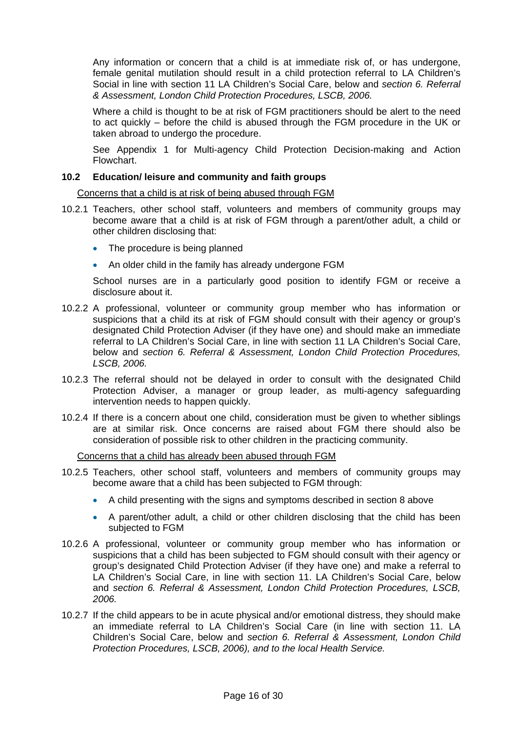Any information or concern that a child is at immediate risk of, or has undergone, female genital mutilation should result in a child protection referral to LA Children's Social in line with section 11 LA Children's Social Care, below and *section 6. Referral & Assessment, London Child Protection Procedures, LSCB, 2006.*

Where a child is thought to be at risk of FGM practitioners should be alert to the need to act quickly – before the child is abused through the FGM procedure in the UK or taken abroad to undergo the procedure.

See Appendix 1 for Multi-agency Child Protection Decision-making and Action Flowchart.

### 10.2 Education/ leisure and community and faith groups

<u>Concerns that a child is at risk of being abused through FGM</u>

10.2.1 Teachers, other school staff, volunteers and members of community groups may become aware that a child is at risk of FGM through a parent/other adult, a child or other children disclosing that:

- The procedure is being planned
- An older child in the family has already undergone FGM

School nurses are in a particularly good position to identify FGM or receive a disclosure about it.

10.2.2 A professional, volunteer or community group member who has information or suspicions that a child its at risk of FGM should consult with their agency or group's designated Child Protection Adviser (if they have one) and should make an immediate referral to LA Children's Social Care, in line with section 11 LA Children's Social Care, below and *section 6. Referral & Assessment, London Child Protection Procedures, LSCB, 2006.*

10.2.3 The referral should not be delayed in order to consult with the designated Child Protection Adviser, a manager or group leader, as multi-agency safeguarding intervention needs to happen quickly.

10.2.4 If there is a concern about one child, consideration must be given to whether siblings are at similar risk. Once concerns are raised about FGM there should also be consideration of possible risk to other children in the practicing community.

<u>Concerns that a child has already been abused through FGM</u>

10.2.5 Teachers, other school staff, volunteers and members of community groups may become aware that a child has been subjected to FGM through:

- A child presenting with the signs and symptoms described in section 8 above
- A parent/other adult, a child or other children disclosing that the child has been subjected to FGM

10.2.6 A professional, volunteer or community group member who has information or suspicions that a child has been subjected to FGM should consult with their agency or group's designated Child Protection Adviser (if they have one) and make a referral to LA Children's Social Care, in line with section 11. LA Children's Social Care, below and *section 6. Referral & Assessment, London Child Protection Procedures, LSCB, 2006.*

10.2.7 If the child appears to be in acute physical and/or emotional distress, they should make an immediate referral to LA Children's Social Care (in line with section 11. LA Children's Social Care, below and *section 6. Referral & Assessment, London Child Protection Procedures, LSCB, 2006), and to the local Health Service.*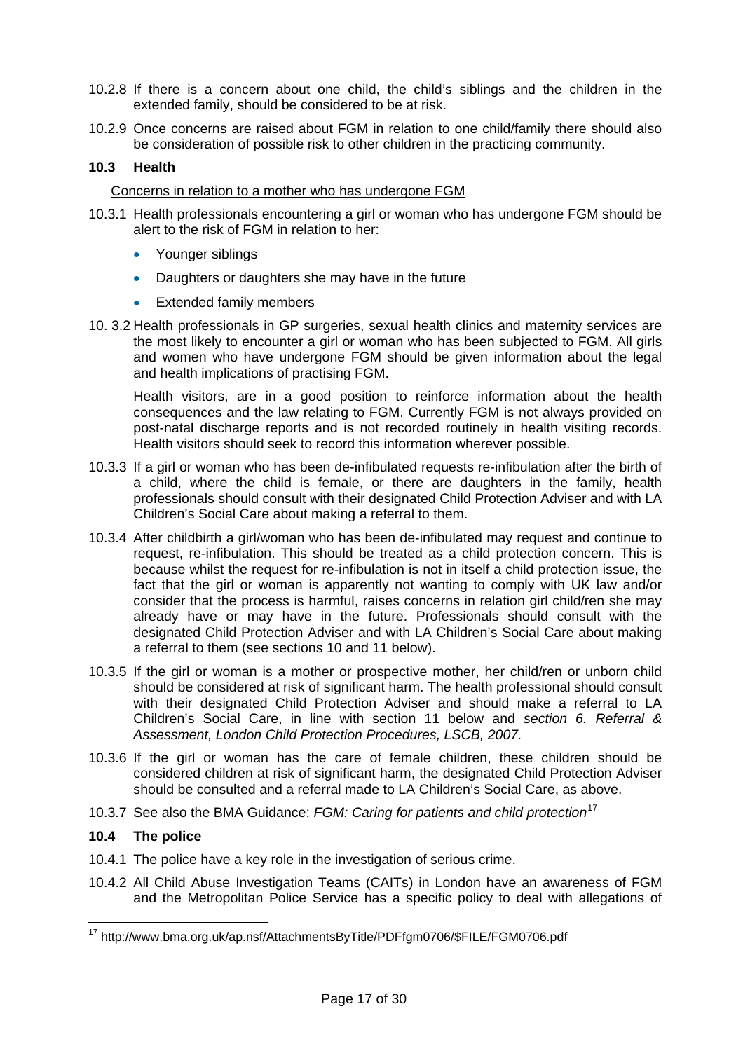10.2.8 If there is a concern about one child, the child's siblings and the children in the extended family, should be considered to be at risk.

10.2.9 Once concerns are raised about FGM in relation to one child/family there should also be consideration of possible risk to other children in the practicing community.

### 10.3 Health

Concerns in relation to a mother who has undergone FGM

10.3.1 Health professionals encountering a girl or woman who has undergone FGM should be alert to the risk of FGM in relation to her:

- Younger siblings
- Daughters or daughters she may have in the future
- Extended family members

10. 3.2 Health professionals in GP surgeries, sexual health clinics and maternity services are the most likely to encounter a girl or woman who has been subjected to FGM. All girls and women who have undergone FGM should be given information about the legal and health implications of practising FGM.

Health visitors, are in a good position to reinforce information about the health consequences and the law relating to FGM. Currently FGM is not always provided on post-natal discharge reports and is not recorded routinely in health visiting records. Health visitors should seek to record this information wherever possible.

10.3.3 If a girl or woman who has been de-infibulated requests re-infibulation after the birth of a child, where the child is female, or there are daughters in the family, health professionals should consult with their designated Child Protection Adviser and with LA Children's Social Care about making a referral to them.

10.3.4 After childbirth a girl/woman who has been de-infibulated may request and continue to request, re-infibulation. This should be treated as a child protection concern. This is because whilst the request for re-infibulation is not in itself a child protection issue, the fact that the girl or woman is apparently not wanting to comply with UK law and/or consider that the process is harmful, raises concerns in relation girl child/ren she may already have or may have in the future. Professionals should consult with the designated Child Protection Adviser and with LA Children's Social Care about making a referral to them (see sections 10 and 11 below).

10.3.5 If the girl or woman is a mother or prospective mother, her child/ren or unborn child should be considered at risk of significant harm. The health professional should consult with their designated Child Protection Adviser and should make a referral to LA Children's Social Care, in line with section 11 below and *section 6. Referral & Assessment, London Child Protection Procedures, LSCB, 2007.*

10.3.6 If the girl or woman has the care of female children, these children should be considered children at risk of significant harm, the designated Child Protection Adviser should be consulted and a referral made to LA Children's Social Care, as above.

10.3.7 See also the BMA Guidance: *FGM: Caring for patients and child protection*[17]

### 10.4 The police

10.4.1 The police have a key role in the investigation of serious crime.

10.4.2 All Child Abuse Investigation Teams (CAITs) in London have an awareness of FGM and the Metropolitan Police Service has a specific policy to deal with allegations of

---

[17] http://www.bma.org.uk/ap.nsf/AttachmentsByTitle/PDFfgm0706/$FILE/FGM0706.pdf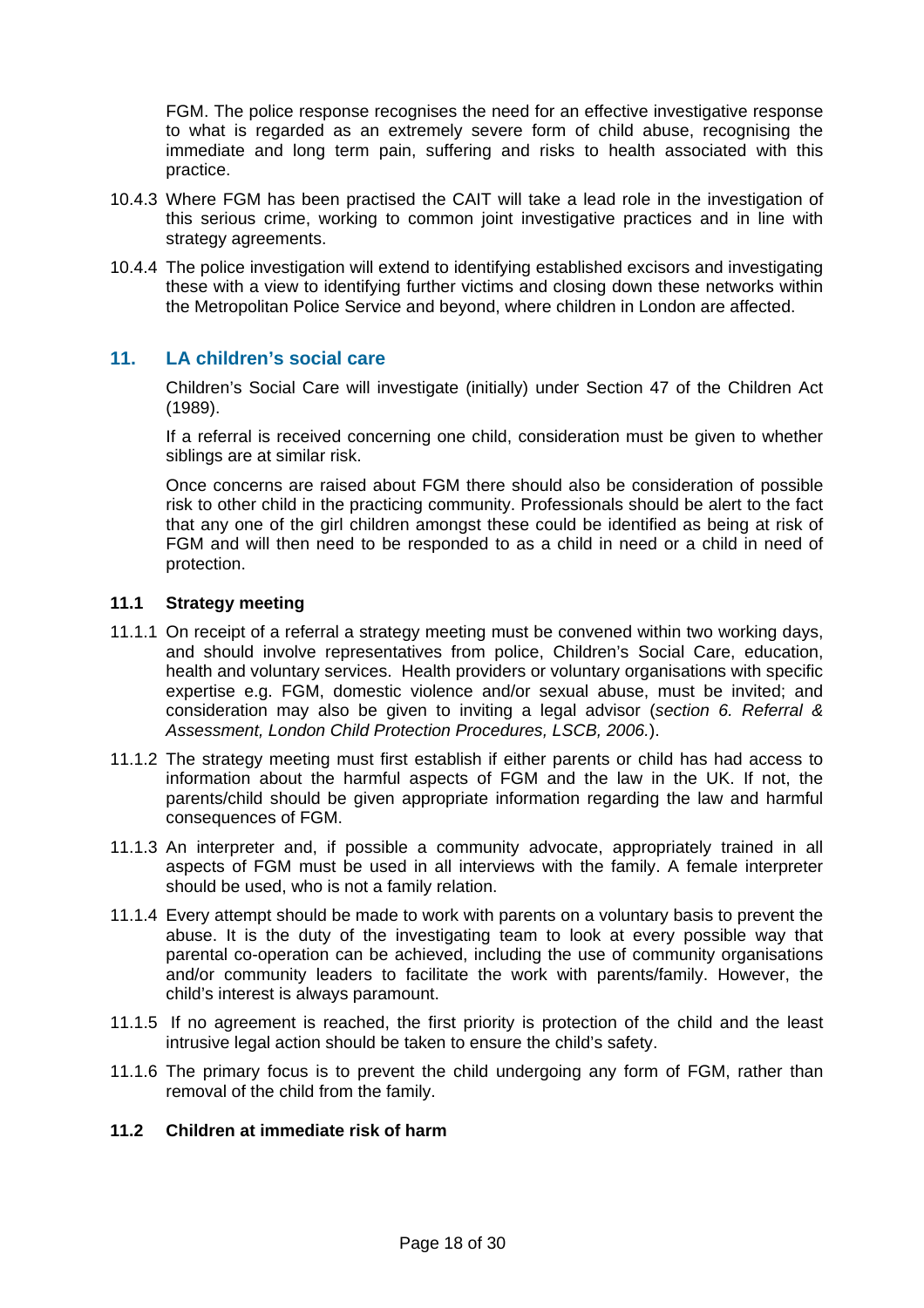FGM. The police response recognises the need for an effective investigative response to what is regarded as an extremely severe form of child abuse, recognising the immediate and long term pain, suffering and risks to health associated with this practice.

10.4.3 Where FGM has been practised the CAIT will take a lead role in the investigation of this serious crime, working to common joint investigative practices and in line with strategy agreements.

10.4.4 The police investigation will extend to identifying established excisors and investigating these with a view to identifying further victims and closing down these networks within the Metropolitan Police Service and beyond, where children in London are affected.

## 11. LA children's social care

Children's Social Care will investigate (initially) under Section 47 of the Children Act (1989).

If a referral is received concerning one child, consideration must be given to whether siblings are at similar risk.

Once concerns are raised about FGM there should also be consideration of possible risk to other child in the practicing community. Professionals should be alert to the fact that any one of the girl children amongst these could be identified as being at risk of FGM and will then need to be responded to as a child in need or a child in need of protection.

### 11.1 Strategy meeting

11.1.1 On receipt of a referral a strategy meeting must be convened within two working days, and should involve representatives from police, Children's Social Care, education, health and voluntary services. Health providers or voluntary organisations with specific expertise e.g. FGM, domestic violence and/or sexual abuse, must be invited; and consideration may also be given to inviting a legal advisor (*section 6. Referral & Assessment, London Child Protection Procedures, LSCB, 2006.*).

11.1.2 The strategy meeting must first establish if either parents or child has had access to information about the harmful aspects of FGM and the law in the UK. If not, the parents/child should be given appropriate information regarding the law and harmful consequences of FGM.

11.1.3 An interpreter and, if possible a community advocate, appropriately trained in all aspects of FGM must be used in all interviews with the family. A female interpreter should be used, who is not a family relation.

11.1.4 Every attempt should be made to work with parents on a voluntary basis to prevent the abuse. It is the duty of the investigating team to look at every possible way that parental co-operation can be achieved, including the use of community organisations and/or community leaders to facilitate the work with parents/family. However, the child's interest is always paramount.

11.1.5 If no agreement is reached, the first priority is protection of the child and the least intrusive legal action should be taken to ensure the child's safety.

11.1.6 The primary focus is to prevent the child undergoing any form of FGM, rather than removal of the child from the family.

### 11.2 Children at immediate risk of harm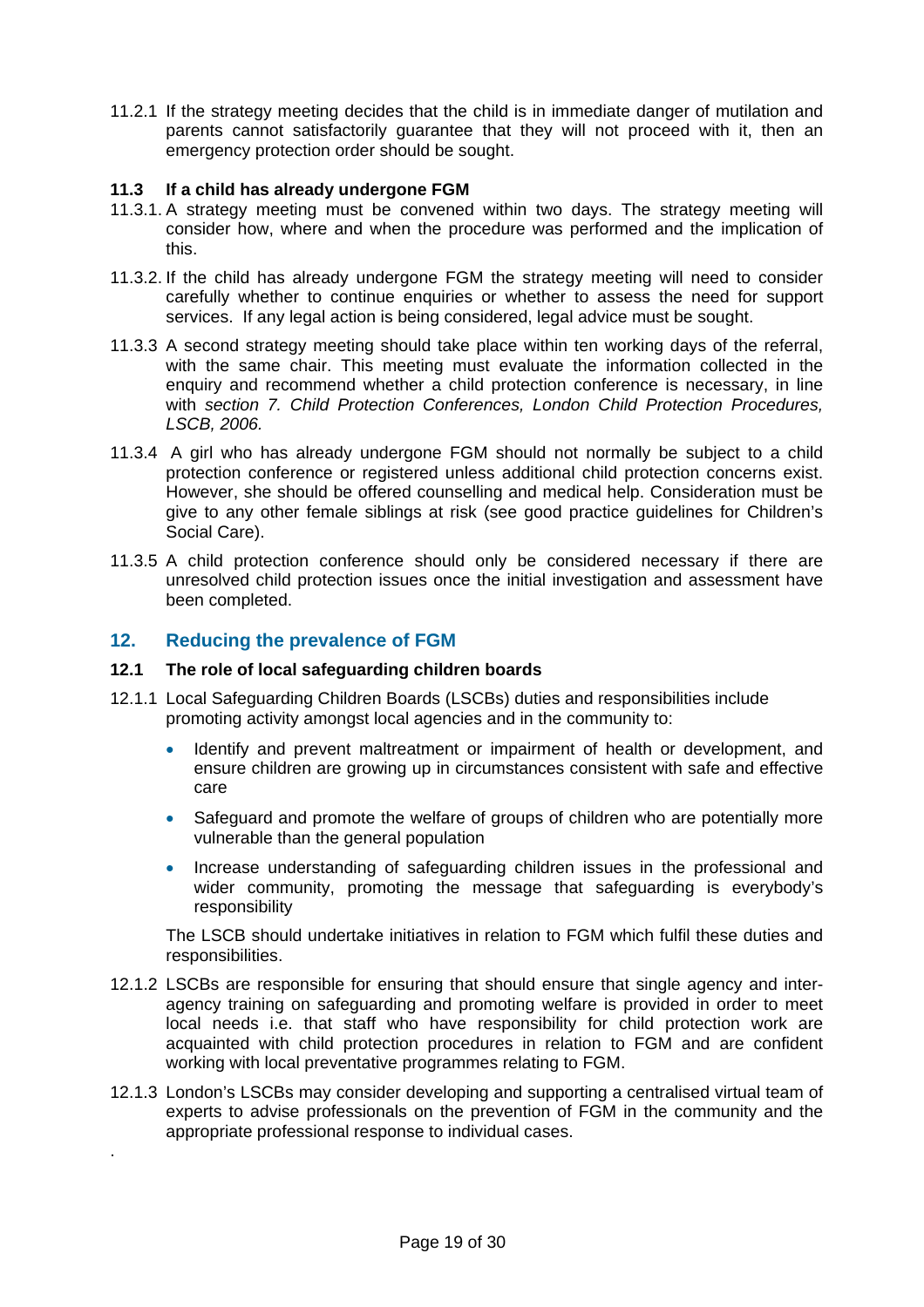11.2.1 If the strategy meeting decides that the child is in immediate danger of mutilation and parents cannot satisfactorily guarantee that they will not proceed with it, then an emergency protection order should be sought.

### 11.3 If a child has already undergone FGM

11.3.1. A strategy meeting must be convened within two days. The strategy meeting will consider how, where and when the procedure was performed and the implication of this.

11.3.2. If the child has already undergone FGM the strategy meeting will need to consider carefully whether to continue enquiries or whether to assess the need for support services. If any legal action is being considered, legal advice must be sought.

11.3.3 A second strategy meeting should take place within ten working days of the referral, with the same chair. This meeting must evaluate the information collected in the enquiry and recommend whether a child protection conference is necessary, in line with *section 7. Child Protection Conferences, London Child Protection Procedures, LSCB, 2006.*

11.3.4 A girl who has already undergone FGM should not normally be subject to a child protection conference or registered unless additional child protection concerns exist. However, she should be offered counselling and medical help. Consideration must be give to any other female siblings at risk (see good practice guidelines for Children's Social Care).

11.3.5 A child protection conference should only be considered necessary if there are unresolved child protection issues once the initial investigation and assessment have been completed.

## 12. Reducing the prevalence of FGM

### 12.1 The role of local safeguarding children boards

12.1.1 Local Safeguarding Children Boards (LSCBs) duties and responsibilities include promoting activity amongst local agencies and in the community to:

- Identify and prevent maltreatment or impairment of health or development, and ensure children are growing up in circumstances consistent with safe and effective care
- Safeguard and promote the welfare of groups of children who are potentially more vulnerable than the general population
- Increase understanding of safeguarding children issues in the professional and wider community, promoting the message that safeguarding is everybody's responsibility

The LSCB should undertake initiatives in relation to FGM which fulfil these duties and responsibilities.

12.1.2 LSCBs are responsible for ensuring that should ensure that single agency and inter-agency training on safeguarding and promoting welfare is provided in order to meet local needs i.e. that staff who have responsibility for child protection work are acquainted with child protection procedures in relation to FGM and are confident working with local preventative programmes relating to FGM.

12.1.3 London's LSCBs may consider developing and supporting a centralised virtual team of experts to advise professionals on the prevention of FGM in the community and the appropriate professional response to individual cases.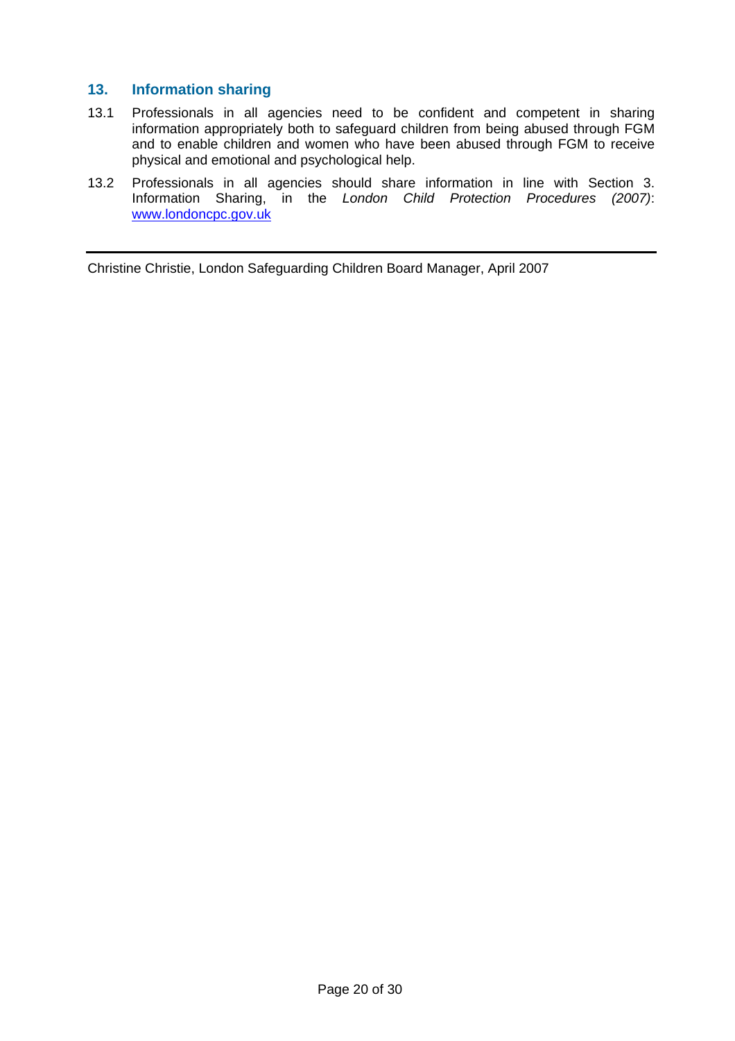## 13. Information sharing

13.1 Professionals in all agencies need to be confident and competent in sharing information appropriately both to safeguard children from being abused through FGM and to enable children and women who have been abused through FGM to receive physical and emotional and psychological help.

13.2 Professionals in all agencies should share information in line with Section 3. Information Sharing, in the *London Child Protection Procedures (2007)*: www.londoncpc.gov.uk

---

Christine Christie, London Safeguarding Children Board Manager, April 2007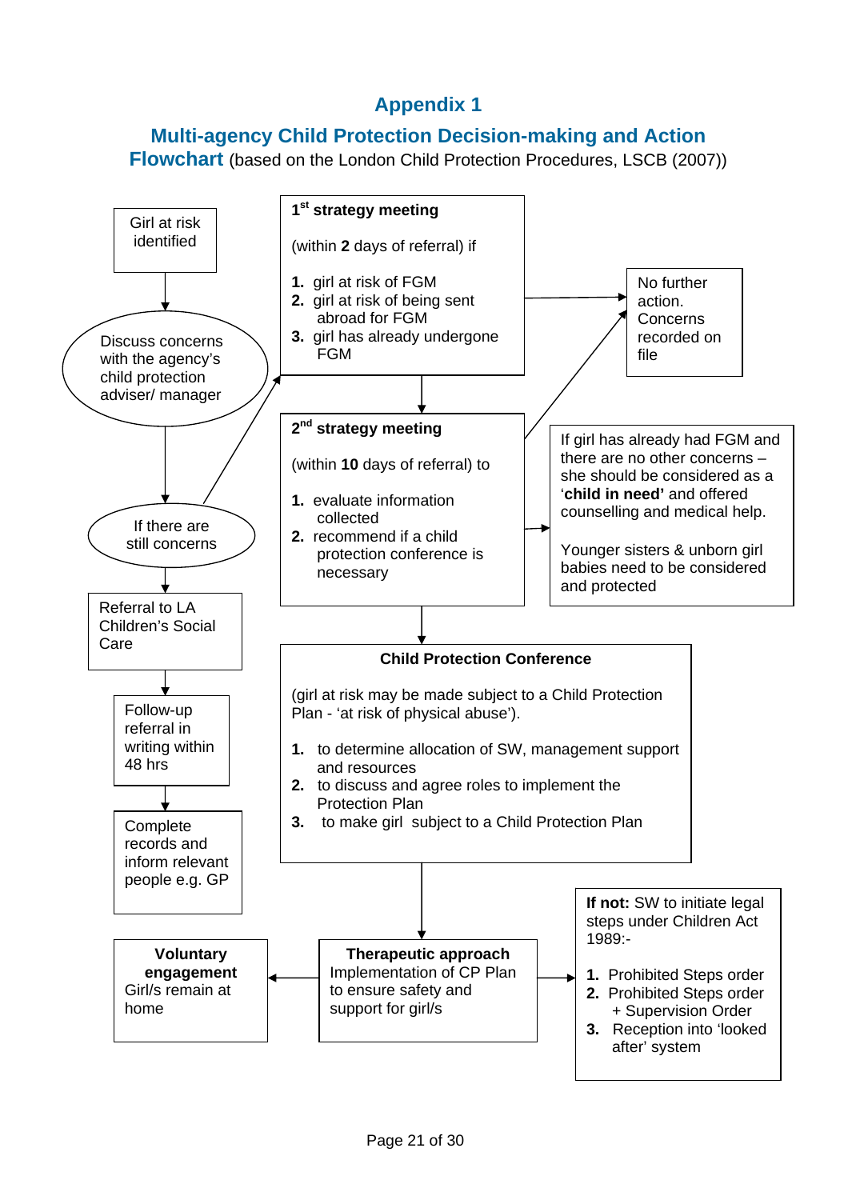# Appendix 1

## Multi-agency Child Protection Decision-making and Action Flowchart (based on the London Child Protection Procedures, LSCB (2007))

Girl at risk identified

Discuss concerns with the agency's child protection adviser/ manager

If there are still concerns

Referral to LA Children's Social Care

Follow-up referral in writing within 48 hrs

Complete records and inform relevant people e.g. GP

**1st strategy meeting**

(within **2** days of referral) if

1. girl at risk of FGM
2. girl at risk of being sent abroad for FGM
3. girl has already undergone FGM

No further action. Concerns recorded on file

**2nd strategy meeting**

(within **10** days of referral) to

1. evaluate information collected
2. recommend if a child protection conference is necessary

If girl has already had FGM and there are no other concerns – she should be considered as a '**child in need'** and offered counselling and medical help.

Younger sisters & unborn girl babies need to be considered and protected

**Child Protection Conference**

(girl at risk may be made subject to a Child Protection Plan - 'at risk of physical abuse').

1. to determine allocation of SW, management support and resources
2. to discuss and agree roles to implement the Protection Plan
3. to make girl subject to a Child Protection Plan

**Therapeutic approach**
Implementation of CP Plan to ensure safety and support for girl/s

**Voluntary engagement**
Girl/s remain at home

**If not:** SW to initiate legal steps under Children Act 1989:-

1. Prohibited Steps order
2. Prohibited Steps order + Supervision Order
3. Reception into 'looked after' system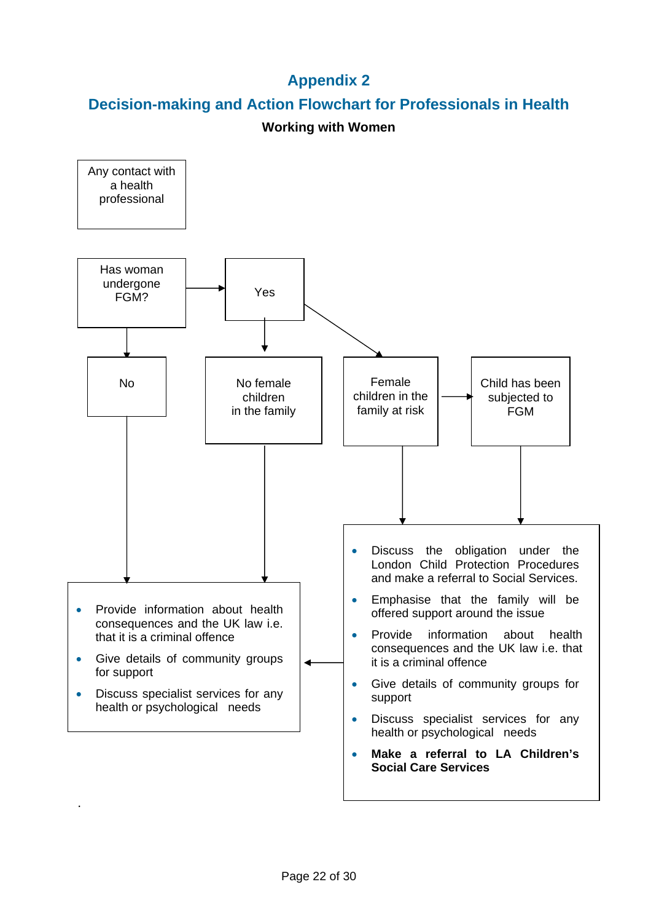# Appendix 2

## Decision-making and Action Flowchart for Professionals in Health

**Working with Women**

Any contact with a health professional

Has woman undergone FGM?

Yes

No

No female children in the family

Female children in the family at risk

Child has been subjected to FGM

- Discuss the obligation under the London Child Protection Procedures and make a referral to Social Services.
- Emphasise that the family will be offered support around the issue
- Provide information about health consequences and the UK law i.e. that it is a criminal offence
- Give details of community groups for support
- Discuss specialist services for any health or psychological needs
- **Make a referral to LA Children's Social Care Services**

- Provide information about health consequences and the UK law i.e. that it is a criminal offence
- Give details of community groups for support
- Discuss specialist services for any health or psychological needs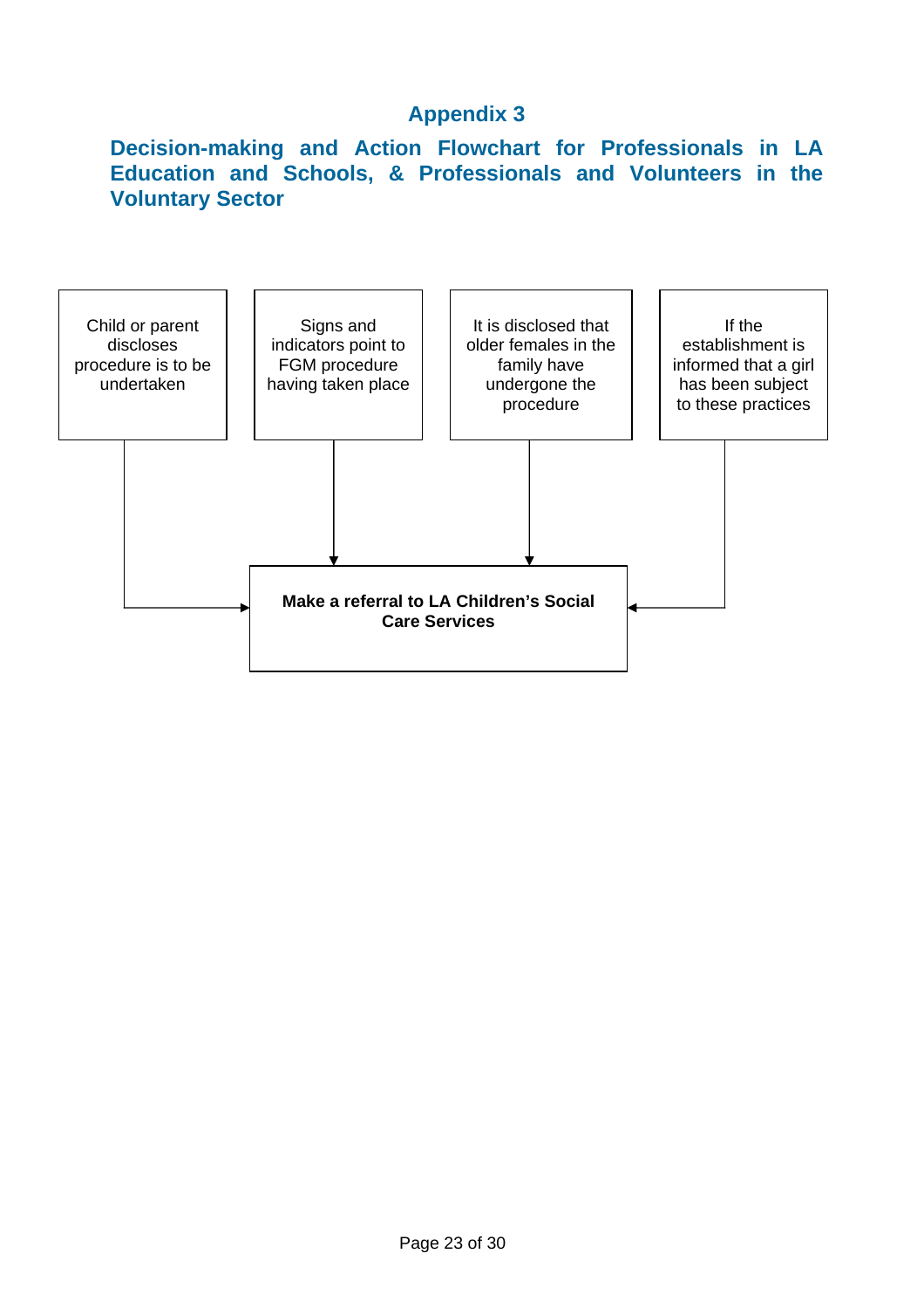# Appendix 3

## Decision-making and Action Flowchart for Professionals in LA Education and Schools, & Professionals and Volunteers in the Voluntary Sector

- Child or parent discloses procedure is to be undertaken
- Signs and indicators point to FGM procedure having taken place
- It is disclosed that older females in the family have undergone the procedure
- If the establishment is informed that a girl has been subject to these practices

↓

**Make a referral to LA Children's Social Care Services**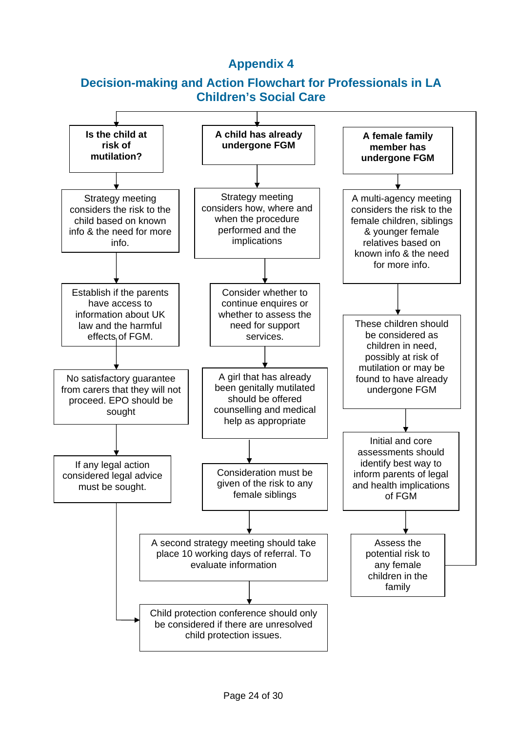# Appendix 4

## Decision-making and Action Flowchart for Professionals in LA Children's Social Care

**Is the child at risk of mutilation?**

1. Strategy meeting considers the risk to the child based on known info & the need for more info.
2. Establish if the parents have access to information about UK law and the harmful effects of FGM.
3. No satisfactory guarantee from carers that they will not proceed. EPO should be sought
4. If any legal action considered legal advice must be sought.
5. → Child protection conference should only be considered if there are unresolved child protection issues.

**A child has already undergone FGM**

1. Strategy meeting considers how, where and when the procedure performed and the implications
2. Consider whether to continue enquires or whether to assess the need for support services.
3. A girl that has already been genitally mutilated should be offered counselling and medical help as appropriate
4. Consideration must be given of the risk to any female siblings
5. A second strategy meeting should take place 10 working days of referral. To evaluate information
6. Child protection conference should only be considered if there are unresolved child protection issues.

**A female family member has undergone FGM**

1. A multi-agency meeting considers the risk to the female children, siblings & younger female relatives based on known info & the need for more info.
2. These children should be considered as children in need, possibly at risk of mutilation or may be found to have already undergone FGM
3. Initial and core assessments should identify best way to inform parents of legal and health implications of FGM
4. Assess the potential risk to any female children in the family → (returns to "Is the child at risk of mutilation?" and "A child has already undergone FGM")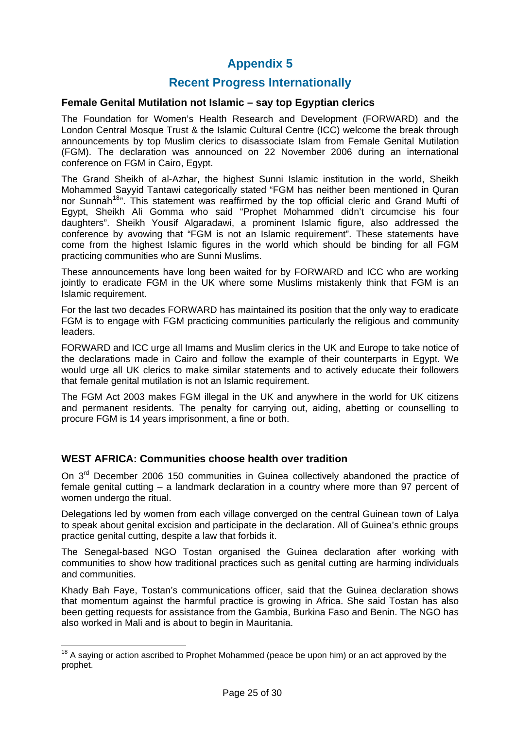# Appendix 5

## Recent Progress Internationally

### Female Genital Mutilation not Islamic – say top Egyptian clerics

The Foundation for Women's Health Research and Development (FORWARD) and the London Central Mosque Trust & the Islamic Cultural Centre (ICC) welcome the break through announcements by top Muslim clerics to disassociate Islam from Female Genital Mutilation (FGM). The declaration was announced on 22 November 2006 during an international conference on FGM in Cairo, Egypt.

The Grand Sheikh of al-Azhar, the highest Sunni Islamic institution in the world, Sheikh Mohammed Sayyid Tantawi categorically stated "FGM has neither been mentioned in Quran nor Sunnah[18]". This statement was reaffirmed by the top official cleric and Grand Mufti of Egypt, Sheikh Ali Gomma who said "Prophet Mohammed didn't circumcise his four daughters". Sheikh Yousif Algaradawi, a prominent Islamic figure, also addressed the conference by avowing that "FGM is not an Islamic requirement". These statements have come from the highest Islamic figures in the world which should be binding for all FGM practicing communities who are Sunni Muslims.

These announcements have long been waited for by FORWARD and ICC who are working jointly to eradicate FGM in the UK where some Muslims mistakenly think that FGM is an Islamic requirement.

For the last two decades FORWARD has maintained its position that the only way to eradicate FGM is to engage with FGM practicing communities particularly the religious and community leaders.

FORWARD and ICC urge all Imams and Muslim clerics in the UK and Europe to take notice of the declarations made in Cairo and follow the example of their counterparts in Egypt. We would urge all UK clerics to make similar statements and to actively educate their followers that female genital mutilation is not an Islamic requirement.

The FGM Act 2003 makes FGM illegal in the UK and anywhere in the world for UK citizens and permanent residents. The penalty for carrying out, aiding, abetting or counselling to procure FGM is 14 years imprisonment, a fine or both.

### WEST AFRICA: Communities choose health over tradition

On 3rd December 2006 150 communities in Guinea collectively abandoned the practice of female genital cutting – a landmark declaration in a country where more than 97 percent of women undergo the ritual.

Delegations led by women from each village converged on the central Guinean town of Lalya to speak about genital excision and participate in the declaration. All of Guinea's ethnic groups practice genital cutting, despite a law that forbids it.

The Senegal-based NGO Tostan organised the Guinea declaration after working with communities to show how traditional practices such as genital cutting are harming individuals and communities.

Khady Bah Faye, Tostan's communications officer, said that the Guinea declaration shows that momentum against the harmful practice is growing in Africa. She said Tostan has also been getting requests for assistance from the Gambia, Burkina Faso and Benin. The NGO has also worked in Mali and is about to begin in Mauritania.

---

[18] A saying or action ascribed to Prophet Mohammed (peace be upon him) or an act approved by the prophet.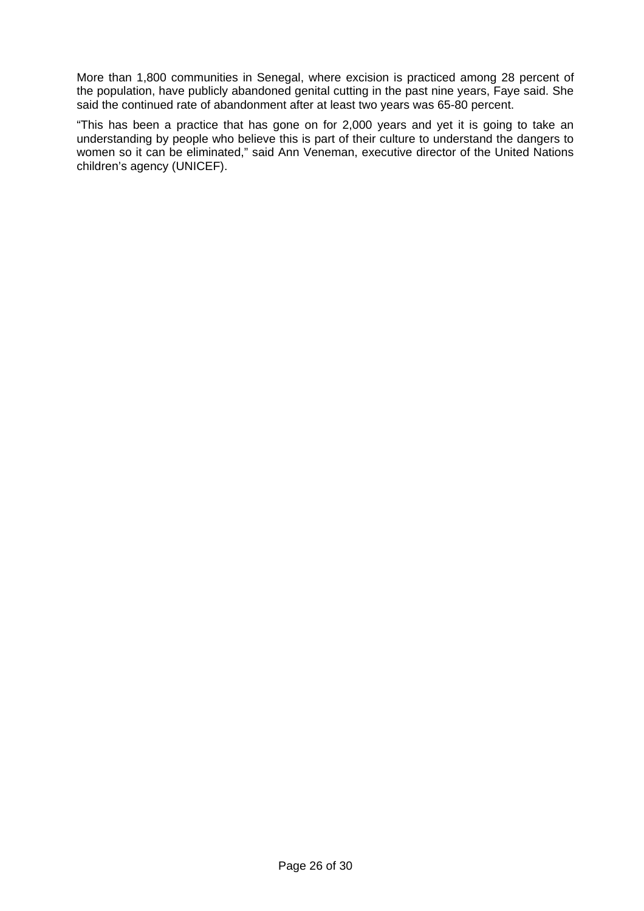More than 1,800 communities in Senegal, where excision is practiced among 28 percent of the population, have publicly abandoned genital cutting in the past nine years, Faye said. She said the continued rate of abandonment after at least two years was 65-80 percent.

“This has been a practice that has gone on for 2,000 years and yet it is going to take an understanding by people who believe this is part of their culture to understand the dangers to women so it can be eliminated,” said Ann Veneman, executive director of the United Nations children’s agency (UNICEF).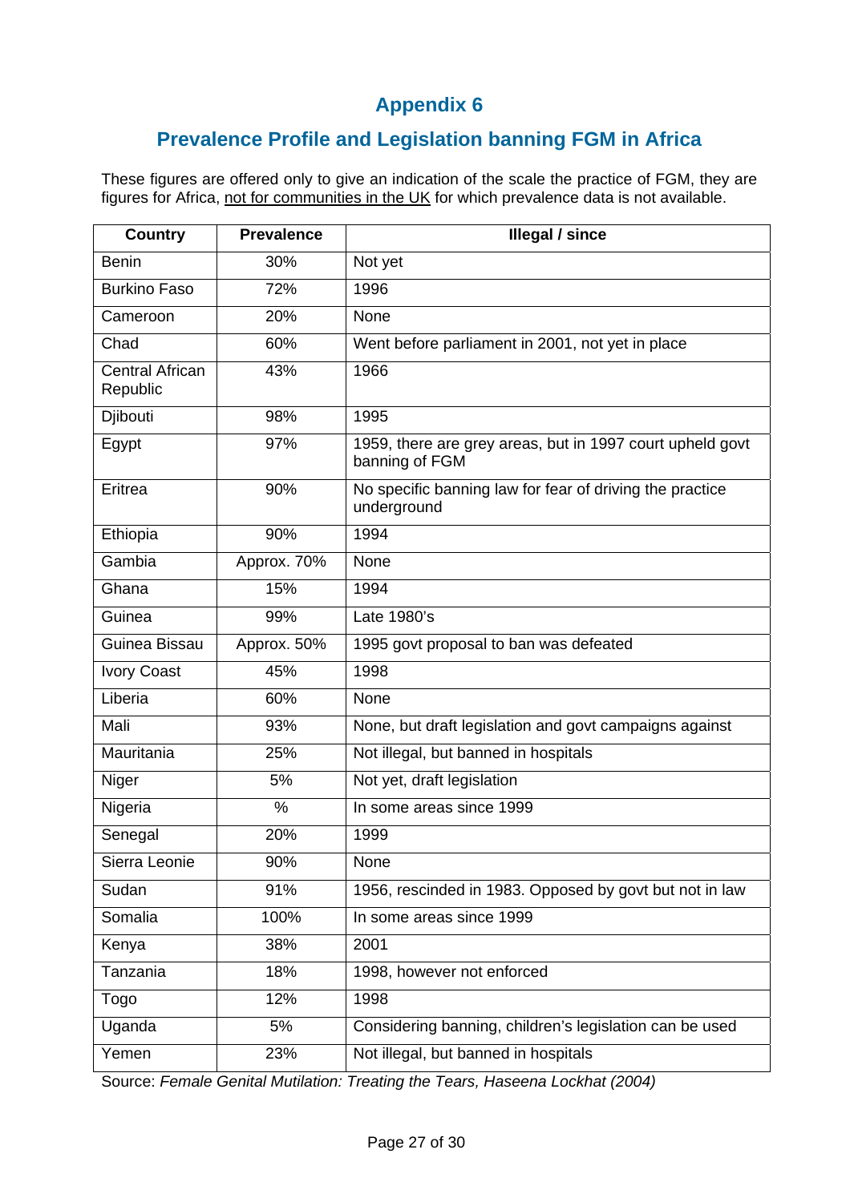# Appendix 6

## Prevalence Profile and Legislation banning FGM in Africa

These figures are offered only to give an indication of the scale the practice of FGM, they are figures for Africa, not for communities in the UK for which prevalence data is not available.

| Country | Prevalence | Illegal / since |
|---|---|---|
| Benin | 30% | Not yet |
| Burkino Faso | 72% | 1996 |
| Cameroon | 20% | None |
| Chad | 60% | Went before parliament in 2001, not yet in place |
| Central African Republic | 43% | 1966 |
| Djibouti | 98% | 1995 |
| Egypt | 97% | 1959, there are grey areas, but in 1997 court upheld govt banning of FGM |
| Eritrea | 90% | No specific banning law for fear of driving the practice underground |
| Ethiopia | 90% | 1994 |
| Gambia | Approx. 70% | None |
| Ghana | 15% | 1994 |
| Guinea | 99% | Late 1980's |
| Guinea Bissau | Approx. 50% | 1995 govt proposal to ban was defeated |
| Ivory Coast | 45% | 1998 |
| Liberia | 60% | None |
| Mali | 93% | None, but draft legislation and govt campaigns against |
| Mauritania | 25% | Not illegal, but banned in hospitals |
| Niger | 5% | Not yet, draft legislation |
| Nigeria | % | In some areas since 1999 |
| Senegal | 20% | 1999 |
| Sierra Leonie | 90% | None |
| Sudan | 91% | 1956, rescinded in 1983. Opposed by govt but not in law |
| Somalia | 100% | In some areas since 1999 |
| Kenya | 38% | 2001 |
| Tanzania | 18% | 1998, however not enforced |
| Togo | 12% | 1998 |
| Uganda | 5% | Considering banning, children's legislation can be used |
| Yemen | 23% | Not illegal, but banned in hospitals |

Source: *Female Genital Mutilation: Treating the Tears, Haseena Lockhat (2004)*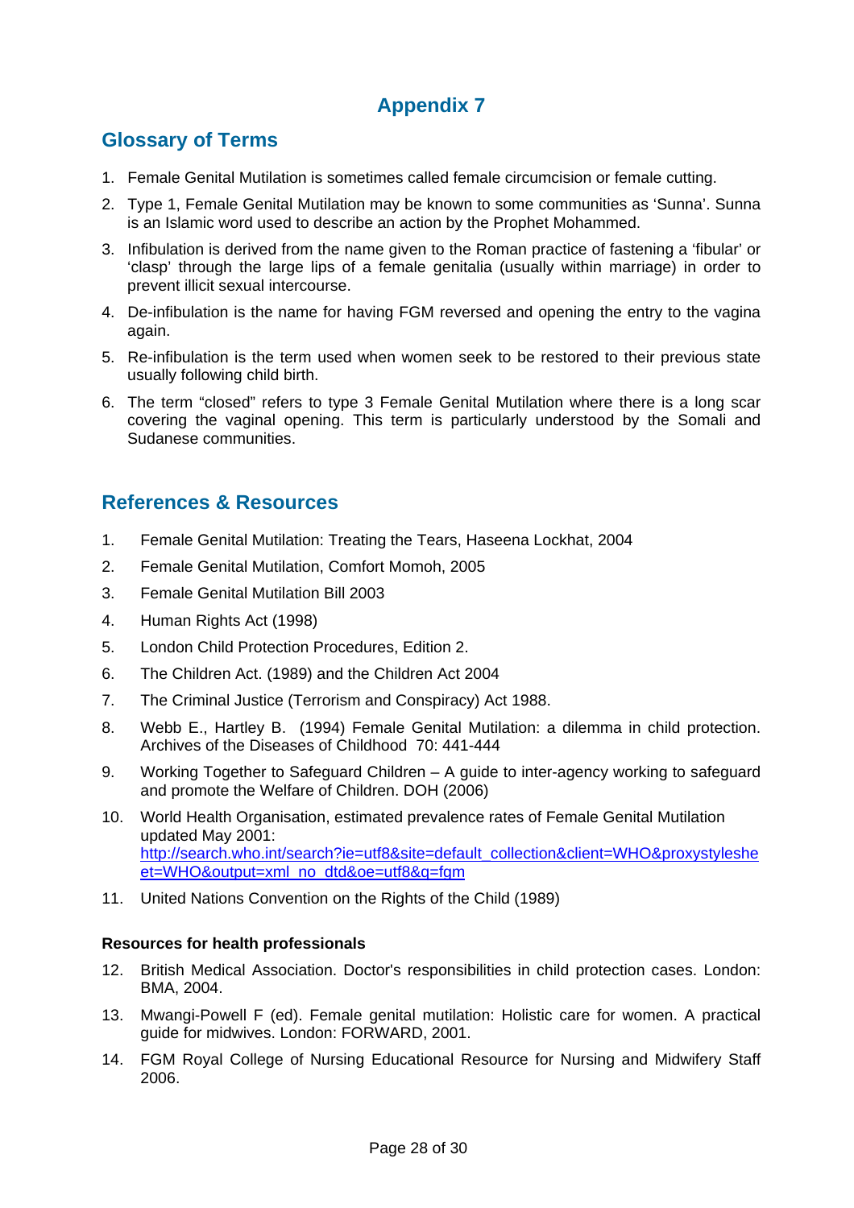# Appendix 7

## Glossary of Terms

1. Female Genital Mutilation is sometimes called female circumcision or female cutting.
2. Type 1, Female Genital Mutilation may be known to some communities as 'Sunna'. Sunna is an Islamic word used to describe an action by the Prophet Mohammed.
3. Infibulation is derived from the name given to the Roman practice of fastening a 'fibular' or 'clasp' through the large lips of a female genitalia (usually within marriage) in order to prevent illicit sexual intercourse.
4. De-infibulation is the name for having FGM reversed and opening the entry to the vagina again.
5. Re-infibulation is the term used when women seek to be restored to their previous state usually following child birth.
6. The term "closed" refers to type 3 Female Genital Mutilation where there is a long scar covering the vaginal opening. This term is particularly understood by the Somali and Sudanese communities.

## References & Resources

1. Female Genital Mutilation: Treating the Tears, Haseena Lockhat, 2004
2. Female Genital Mutilation, Comfort Momoh, 2005
3. Female Genital Mutilation Bill 2003
4. Human Rights Act (1998)
5. London Child Protection Procedures, Edition 2.
6. The Children Act. (1989) and the Children Act 2004
7. The Criminal Justice (Terrorism and Conspiracy) Act 1988.
8. Webb E., Hartley B. (1994) Female Genital Mutilation: a dilemma in child protection. Archives of the Diseases of Childhood 70: 441-444
9. Working Together to Safeguard Children – A guide to inter-agency working to safeguard and promote the Welfare of Children. DOH (2006)
10. World Health Organisation, estimated prevalence rates of Female Genital Mutilation updated May 2001: [http://search.who.int/search?ie=utf8&site=default_collection&client=WHO&proxystylesheet=WHO&output=xml_no_dtd&oe=utf8&q=fgm](http://search.who.int/search?ie=utf8&site=default_collection&client=WHO&proxystylesheet=WHO&output=xml_no_dtd&oe=utf8&q=fgm)
11. United Nations Convention on the Rights of the Child (1989)

**Resources for health professionals**

12. British Medical Association. Doctor's responsibilities in child protection cases. London: BMA, 2004.
13. Mwangi-Powell F (ed). Female genital mutilation: Holistic care for women. A practical guide for midwives. London: FORWARD, 2001.
14. FGM Royal College of Nursing Educational Resource for Nursing and Midwifery Staff 2006.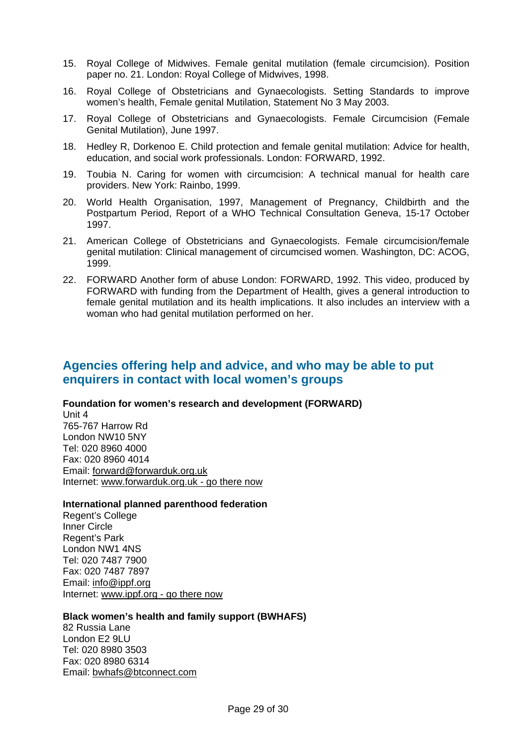15. Royal College of Midwives. Female genital mutilation (female circumcision). Position paper no. 21. London: Royal College of Midwives, 1998.
16. Royal College of Obstetricians and Gynaecologists. Setting Standards to improve women's health, Female genital Mutilation, Statement No 3 May 2003.
17. Royal College of Obstetricians and Gynaecologists. Female Circumcision (Female Genital Mutilation), June 1997.
18. Hedley R, Dorkenoo E. Child protection and female genital mutilation: Advice for health, education, and social work professionals. London: FORWARD, 1992.
19. Toubia N. Caring for women with circumcision: A technical manual for health care providers. New York: Rainbo, 1999.
20. World Health Organisation, 1997, Management of Pregnancy, Childbirth and the Postpartum Period, Report of a WHO Technical Consultation Geneva, 15-17 October 1997.
21. American College of Obstetricians and Gynaecologists. Female circumcision/female genital mutilation: Clinical management of circumcised women. Washington, DC: ACOG, 1999.
22. FORWARD Another form of abuse London: FORWARD, 1992. This video, produced by FORWARD with funding from the Department of Health, gives a general introduction to female genital mutilation and its health implications. It also includes an interview with a woman who had genital mutilation performed on her.

## Agencies offering help and advice, and who may be able to put enquirers in contact with local women's groups

**Foundation for women's research and development (FORWARD)**
Unit 4
765-767 Harrow Rd
London NW10 5NY
Tel: 020 8960 4000
Fax: 020 8960 4014
Email: forward@forwarduk.org.uk
Internet: www.forwarduk.org.uk - go there now

**International planned parenthood federation**
Regent's College
Inner Circle
Regent's Park
London NW1 4NS
Tel: 020 7487 7900
Fax: 020 7487 7897
Email: info@ippf.org
Internet: www.ippf.org - go there now

**Black women's health and family support (BWHAFS)**
82 Russia Lane
London E2 9LU
Tel: 020 8980 3503
Fax: 020 8980 6314
Email: bwhafs@btconnect.com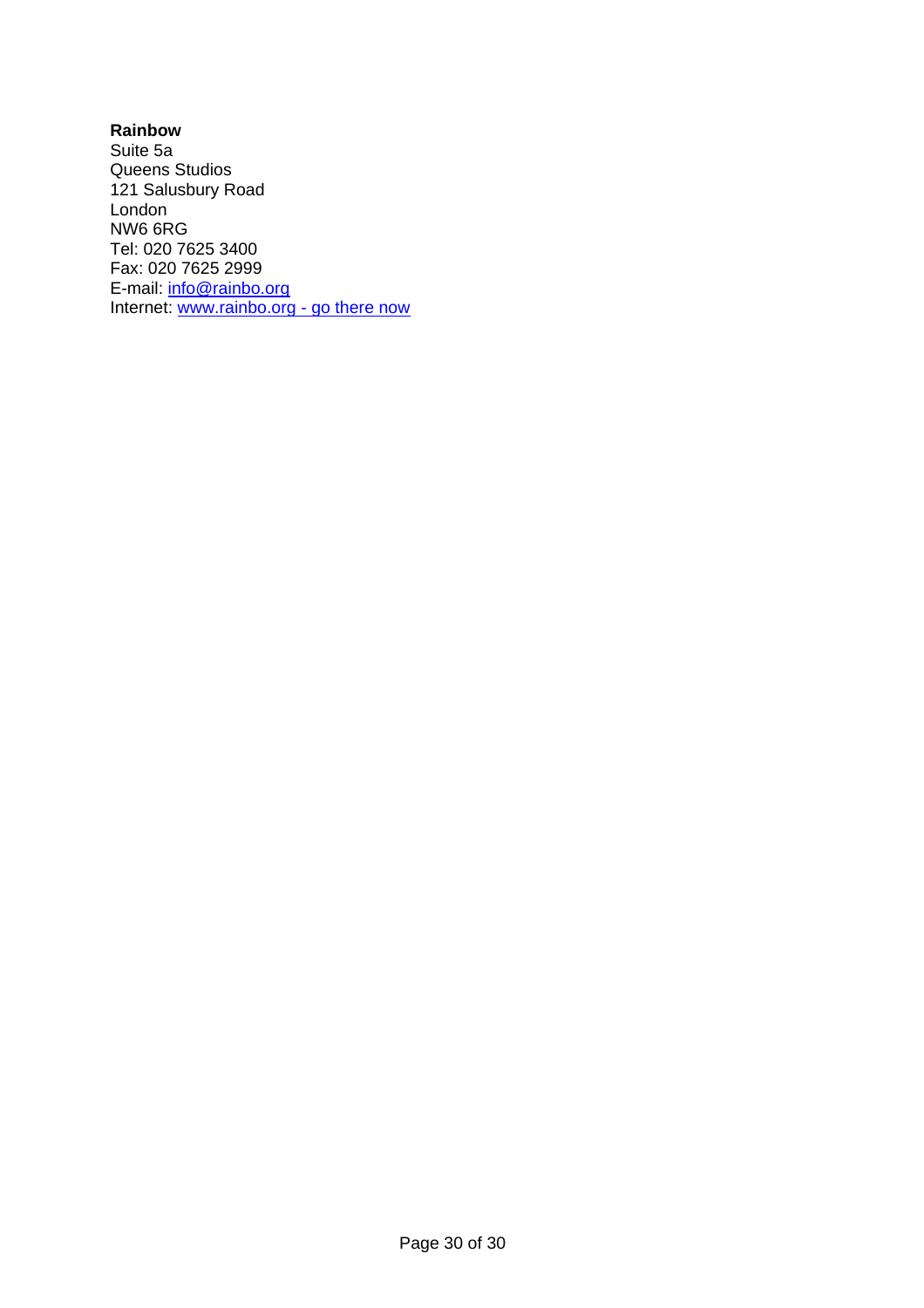**Rainbow**
Suite 5a
Queens Studios
121 Salusbury Road
London
NW6 6RG
Tel: 020 7625 3400
Fax: 020 7625 2999
E-mail: info@rainbo.org
Internet: www.rainbo.org - go there now